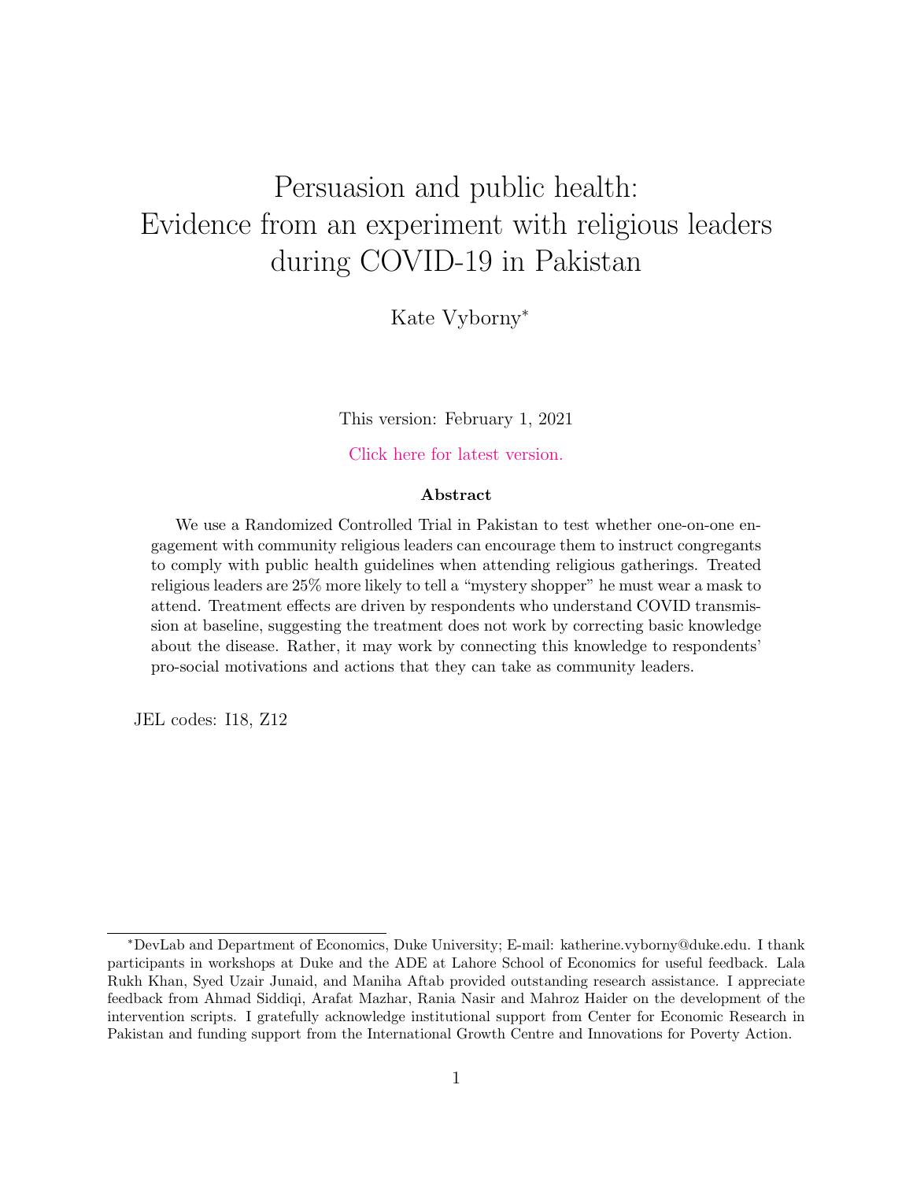# Persuasion and public health: Evidence from an experiment with religious leaders during COVID-19 in Pakistan

Kate Vyborny*

This version: February 1, 2021

Click here for latest version.

**Abstract**

We use a Randomized Controlled Trial in Pakistan to test whether one-on-one engagement with community religious leaders can encourage them to instruct congregants to comply with public health guidelines when attending religious gatherings. Treated religious leaders are 25% more likely to tell a "mystery shopper" he must wear a mask to attend. Treatment effects are driven by respondents who understand COVID transmission at baseline, suggesting the treatment does not work by correcting basic knowledge about the disease. Rather, it may work by connecting this knowledge to respondents' pro-social motivations and actions that they can take as community leaders.

JEL codes: I18, Z12

---

*DevLab and Department of Economics, Duke University; E-mail: katherine.vyborny@duke.edu. I thank participants in workshops at Duke and the ADE at Lahore School of Economics for useful feedback. Lala Rukh Khan, Syed Uzair Junaid, and Maniha Aftab provided outstanding research assistance. I appreciate feedback from Ahmad Siddiqi, Arafat Mazhar, Rania Nasir and Mahroz Haider on the development of the intervention scripts. I gratefully acknowledge institutional support from Center for Economic Research in Pakistan and funding support from the International Growth Centre and Innovations for Poverty Action.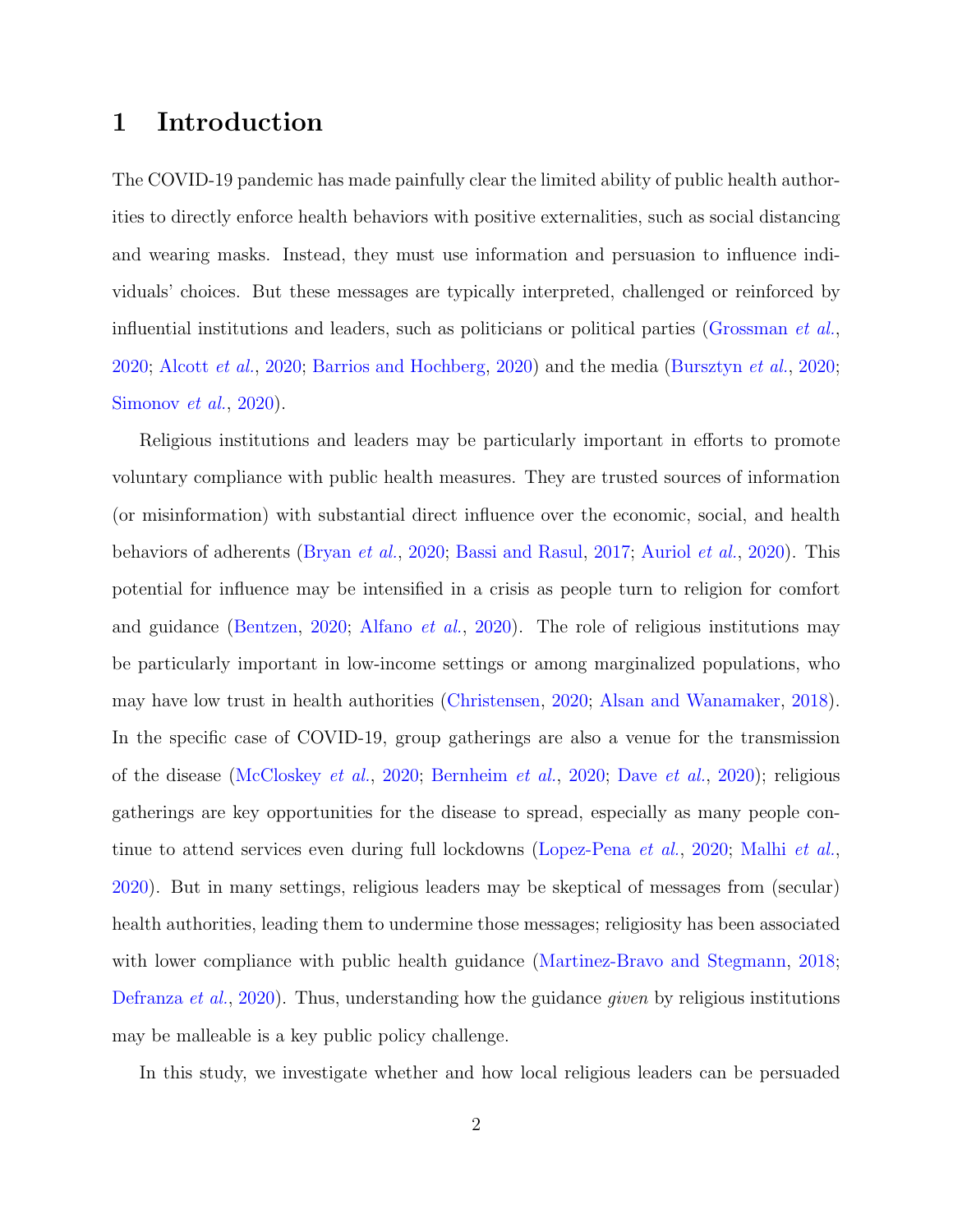# 1 Introduction

The COVID-19 pandemic has made painfully clear the limited ability of public health authorities to directly enforce health behaviors with positive externalities, such as social distancing and wearing masks. Instead, they must use information and persuasion to influence individuals' choices. But these messages are typically interpreted, challenged or reinforced by influential institutions and leaders, such as politicians or political parties (Grossman *et al.*, 2020; Alcott *et al.*, 2020; Barrios and Hochberg, 2020) and the media (Bursztyn *et al.*, 2020; Simonov *et al.*, 2020).

Religious institutions and leaders may be particularly important in efforts to promote voluntary compliance with public health measures. They are trusted sources of information (or misinformation) with substantial direct influence over the economic, social, and health behaviors of adherents (Bryan *et al.*, 2020; Bassi and Rasul, 2017; Auriol *et al.*, 2020). This potential for influence may be intensified in a crisis as people turn to religion for comfort and guidance (Bentzen, 2020; Alfano *et al.*, 2020). The role of religious institutions may be particularly important in low-income settings or among marginalized populations, who may have low trust in health authorities (Christensen, 2020; Alsan and Wanamaker, 2018). In the specific case of COVID-19, group gatherings are also a venue for the transmission of the disease (McCloskey *et al.*, 2020; Bernheim *et al.*, 2020; Dave *et al.*, 2020); religious gatherings are key opportunities for the disease to spread, especially as many people continue to attend services even during full lockdowns (Lopez-Pena *et al.*, 2020; Malhi *et al.*, 2020). But in many settings, religious leaders may be skeptical of messages from (secular) health authorities, leading them to undermine those messages; religiosity has been associated with lower compliance with public health guidance (Martinez-Bravo and Stegmann, 2018; Defranza *et al.*, 2020). Thus, understanding how the guidance *given* by religious institutions may be malleable is a key public policy challenge.

In this study, we investigate whether and how local religious leaders can be persuaded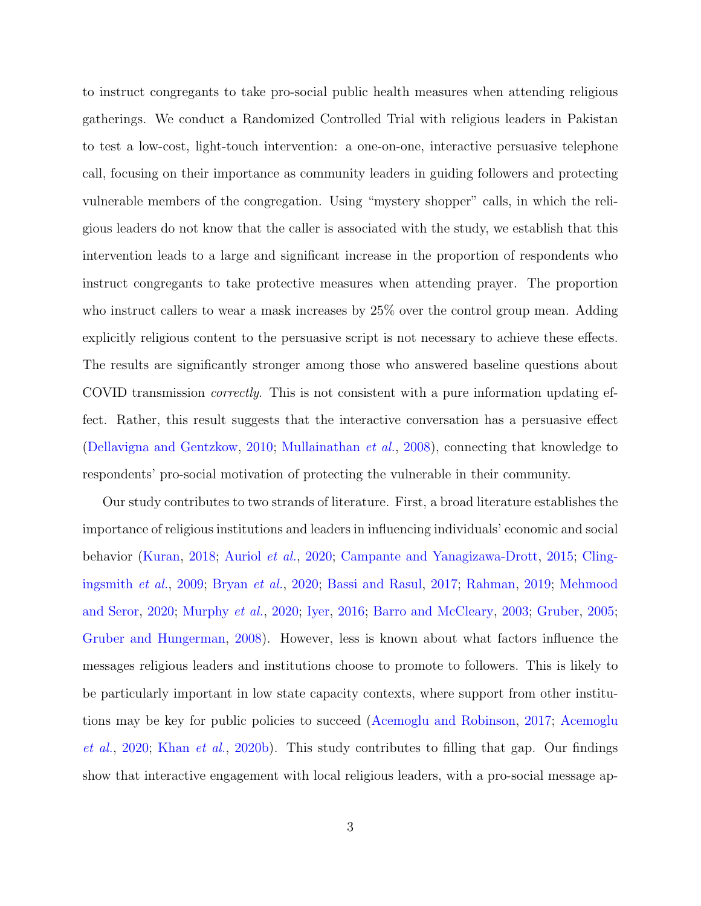to instruct congregants to take pro-social public health measures when attending religious gatherings. We conduct a Randomized Controlled Trial with religious leaders in Pakistan to test a low-cost, light-touch intervention: a one-on-one, interactive persuasive telephone call, focusing on their importance as community leaders in guiding followers and protecting vulnerable members of the congregation. Using "mystery shopper" calls, in which the religious leaders do not know that the caller is associated with the study, we establish that this intervention leads to a large and significant increase in the proportion of respondents who instruct congregants to take protective measures when attending prayer. The proportion who instruct callers to wear a mask increases by 25% over the control group mean. Adding explicitly religious content to the persuasive script is not necessary to achieve these effects. The results are significantly stronger among those who answered baseline questions about COVID transmission *correctly*. This is not consistent with a pure information updating effect. Rather, this result suggests that the interactive conversation has a persuasive effect (Dellavigna and Gentzkow, 2010; Mullainathan *et al.*, 2008), connecting that knowledge to respondents' pro-social motivation of protecting the vulnerable in their community.

Our study contributes to two strands of literature. First, a broad literature establishes the importance of religious institutions and leaders in influencing individuals' economic and social behavior (Kuran, 2018; Auriol *et al.*, 2020; Campante and Yanagizawa-Drott, 2015; Clingingsmith *et al.*, 2009; Bryan *et al.*, 2020; Bassi and Rasul, 2017; Rahman, 2019; Mehmood and Seror, 2020; Murphy *et al.*, 2020; Iyer, 2016; Barro and McCleary, 2003; Gruber, 2005; Gruber and Hungerman, 2008). However, less is known about what factors influence the messages religious leaders and institutions choose to promote to followers. This is likely to be particularly important in low state capacity contexts, where support from other institutions may be key for public policies to succeed (Acemoglu and Robinson, 2017; Acemoglu *et al.*, 2020; Khan *et al.*, 2020b). This study contributes to filling that gap. Our findings show that interactive engagement with local religious leaders, with a pro-social message ap-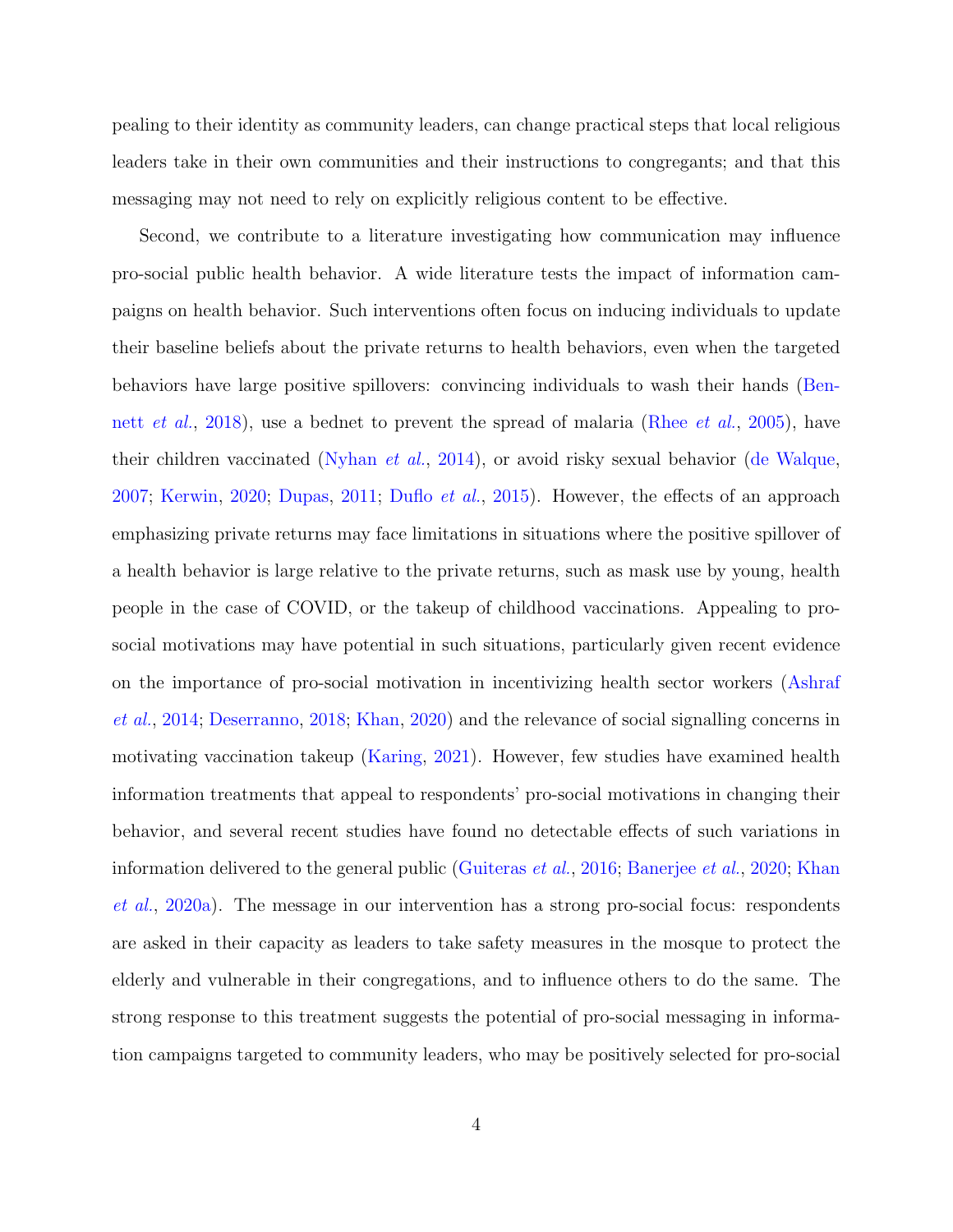pealing to their identity as community leaders, can change practical steps that local religious leaders take in their own communities and their instructions to congregants; and that this messaging may not need to rely on explicitly religious content to be effective.

Second, we contribute to a literature investigating how communication may influence pro-social public health behavior. A wide literature tests the impact of information campaigns on health behavior. Such interventions often focus on inducing individuals to update their baseline beliefs about the private returns to health behaviors, even when the targeted behaviors have large positive spillovers: convincing individuals to wash their hands (Bennett *et al.*, 2018), use a bednet to prevent the spread of malaria (Rhee *et al.*, 2005), have their children vaccinated (Nyhan *et al.*, 2014), or avoid risky sexual behavior (de Walque, 2007; Kerwin, 2020; Dupas, 2011; Duflo *et al.*, 2015). However, the effects of an approach emphasizing private returns may face limitations in situations where the positive spillover of a health behavior is large relative to the private returns, such as mask use by young, health people in the case of COVID, or the takeup of childhood vaccinations. Appealing to pro-social motivations may have potential in such situations, particularly given recent evidence on the importance of pro-social motivation in incentivizing health sector workers (Ashraf *et al.*, 2014; Deserranno, 2018; Khan, 2020) and the relevance of social signalling concerns in motivating vaccination takeup (Karing, 2021). However, few studies have examined health information treatments that appeal to respondents' pro-social motivations in changing their behavior, and several recent studies have found no detectable effects of such variations in information delivered to the general public (Guiteras *et al.*, 2016; Banerjee *et al.*, 2020; Khan *et al.*, 2020a). The message in our intervention has a strong pro-social focus: respondents are asked in their capacity as leaders to take safety measures in the mosque to protect the elderly and vulnerable in their congregations, and to influence others to do the same. The strong response to this treatment suggests the potential of pro-social messaging in information campaigns targeted to community leaders, who may be positively selected for pro-social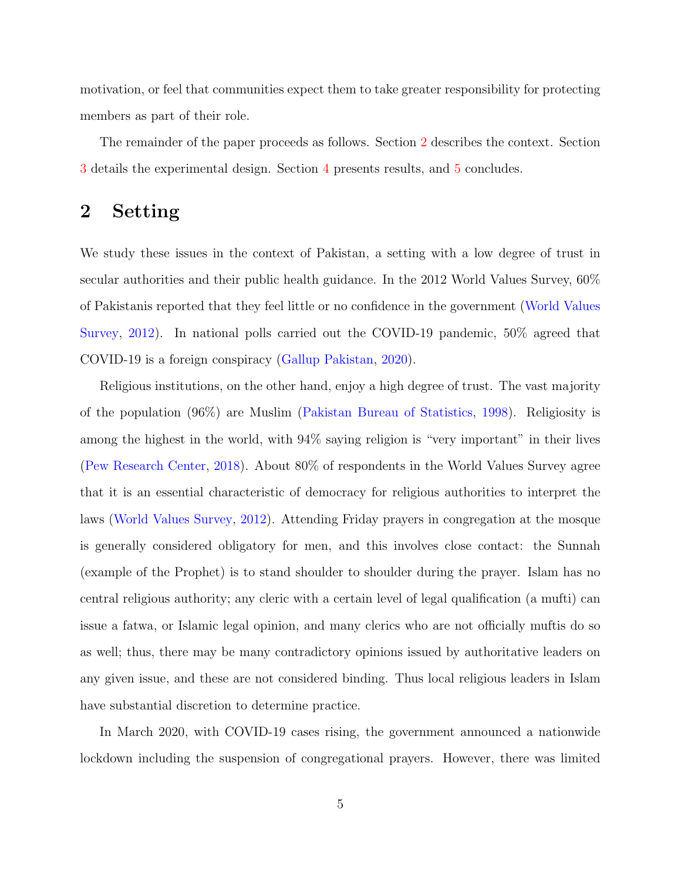motivation, or feel that communities expect them to take greater responsibility for protecting members as part of their role.

The remainder of the paper proceeds as follows. Section 2 describes the context. Section 3 details the experimental design. Section 4 presents results, and 5 concludes.

## 2 Setting

We study these issues in the context of Pakistan, a setting with a low degree of trust in secular authorities and their public health guidance. In the 2012 World Values Survey, 60% of Pakistanis reported that they feel little or no confidence in the government (World Values Survey, 2012). In national polls carried out the COVID-19 pandemic, 50% agreed that COVID-19 is a foreign conspiracy (Gallup Pakistan, 2020).

Religious institutions, on the other hand, enjoy a high degree of trust. The vast majority of the population (96%) are Muslim (Pakistan Bureau of Statistics, 1998). Religiosity is among the highest in the world, with 94% saying religion is "very important" in their lives (Pew Research Center, 2018). About 80% of respondents in the World Values Survey agree that it is an essential characteristic of democracy for religious authorities to interpret the laws (World Values Survey, 2012). Attending Friday prayers in congregation at the mosque is generally considered obligatory for men, and this involves close contact: the Sunnah (example of the Prophet) is to stand shoulder to shoulder during the prayer. Islam has no central religious authority; any cleric with a certain level of legal qualification (a mufti) can issue a fatwa, or Islamic legal opinion, and many clerics who are not officially muftis do so as well; thus, there may be many contradictory opinions issued by authoritative leaders on any given issue, and these are not considered binding. Thus local religious leaders in Islam have substantial discretion to determine practice.

In March 2020, with COVID-19 cases rising, the government announced a nationwide lockdown including the suspension of congregational prayers. However, there was limited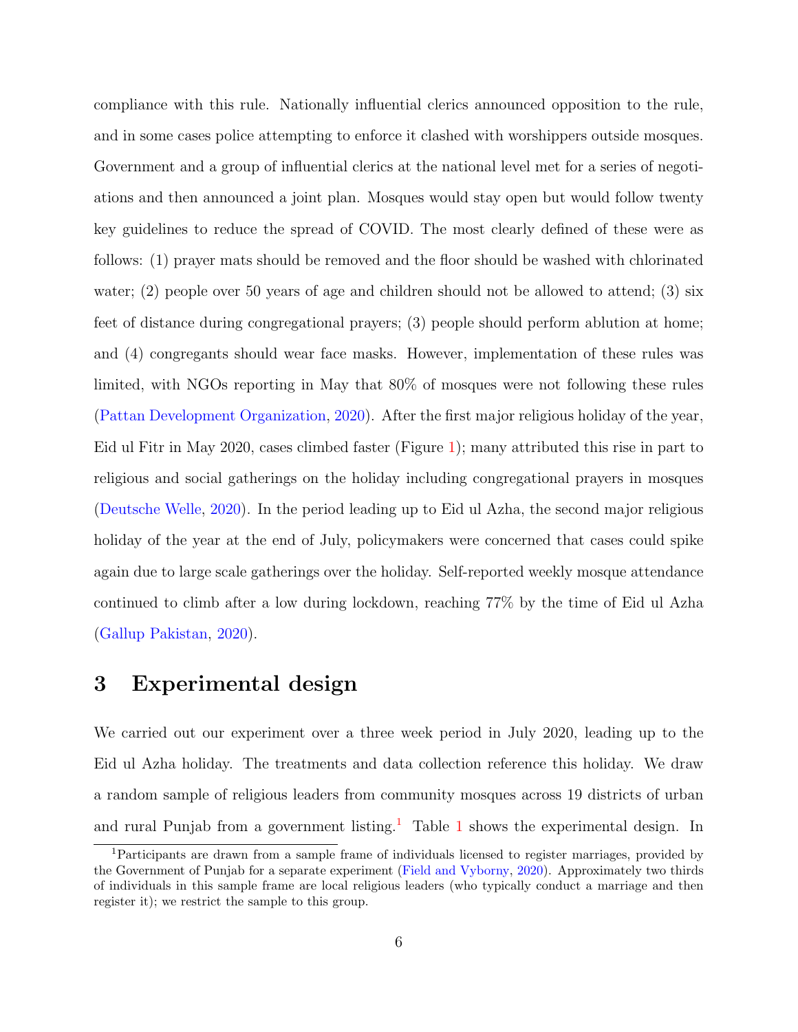compliance with this rule. Nationally influential clerics announced opposition to the rule, and in some cases police attempting to enforce it clashed with worshippers outside mosques. Government and a group of influential clerics at the national level met for a series of negotiations and then announced a joint plan. Mosques would stay open but would follow twenty key guidelines to reduce the spread of COVID. The most clearly defined of these were as follows: (1) prayer mats should be removed and the floor should be washed with chlorinated water; (2) people over 50 years of age and children should not be allowed to attend; (3) six feet of distance during congregational prayers; (3) people should perform ablution at home; and (4) congregants should wear face masks. However, implementation of these rules was limited, with NGOs reporting in May that 80% of mosques were not following these rules (Pattan Development Organization, 2020). After the first major religious holiday of the year, Eid ul Fitr in May 2020, cases climbed faster (Figure 1); many attributed this rise in part to religious and social gatherings on the holiday including congregational prayers in mosques (Deutsche Welle, 2020). In the period leading up to Eid ul Azha, the second major religious holiday of the year at the end of July, policymakers were concerned that cases could spike again due to large scale gatherings over the holiday. Self-reported weekly mosque attendance continued to climb after a low during lockdown, reaching 77% by the time of Eid ul Azha (Gallup Pakistan, 2020).

# 3 Experimental design

We carried out our experiment over a three week period in July 2020, leading up to the Eid ul Azha holiday. The treatments and data collection reference this holiday. We draw a random sample of religious leaders from community mosques across 19 districts of urban and rural Punjab from a government listing.[1] Table 1 shows the experimental design. In

[1] Participants are drawn from a sample frame of individuals licensed to register marriages, provided by the Government of Punjab for a separate experiment (Field and Vyborny, 2020). Approximately two thirds of individuals in this sample frame are local religious leaders (who typically conduct a marriage and then register it); we restrict the sample to this group.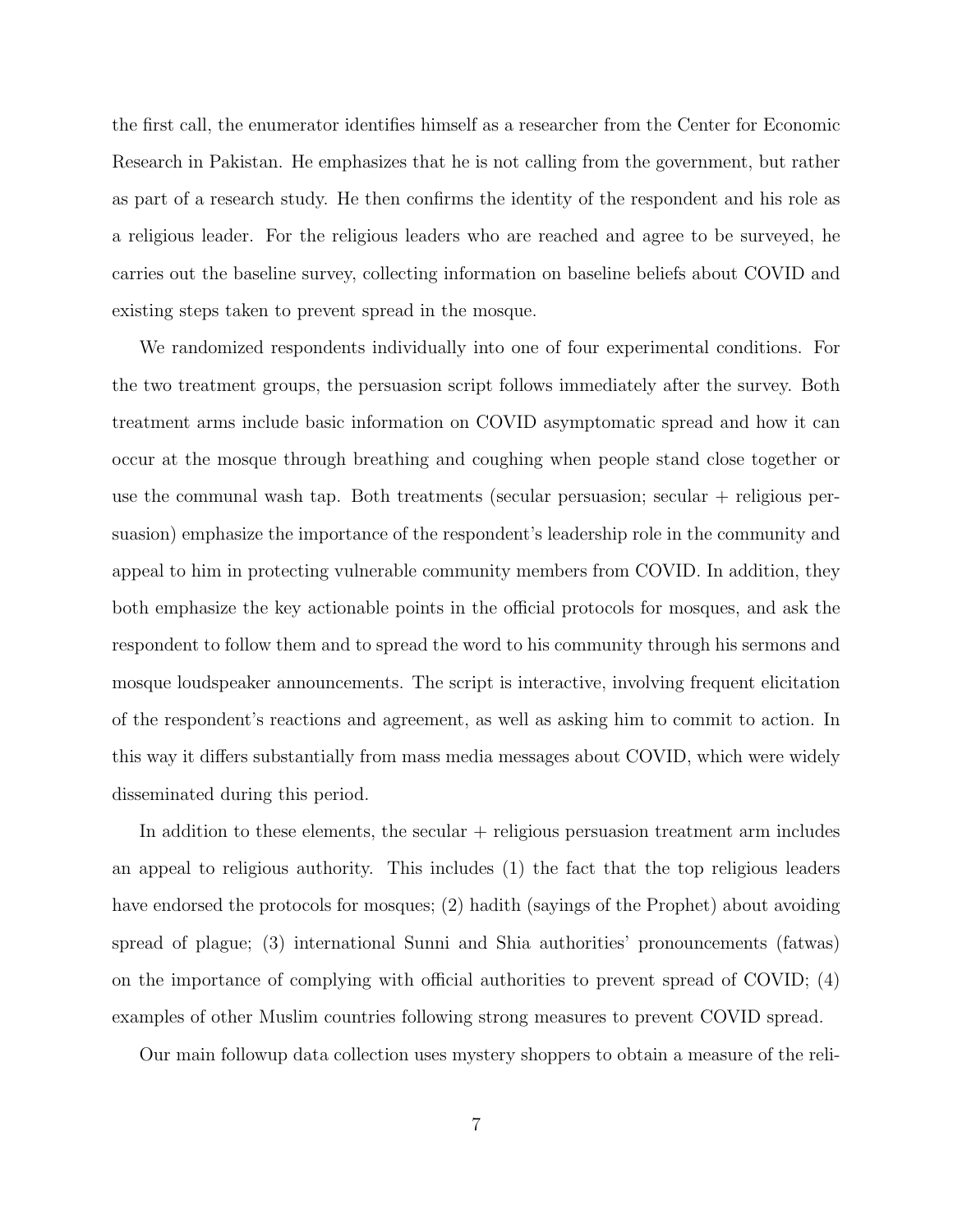the first call, the enumerator identifies himself as a researcher from the Center for Economic Research in Pakistan. He emphasizes that he is not calling from the government, but rather as part of a research study. He then confirms the identity of the respondent and his role as a religious leader. For the religious leaders who are reached and agree to be surveyed, he carries out the baseline survey, collecting information on baseline beliefs about COVID and existing steps taken to prevent spread in the mosque.

We randomized respondents individually into one of four experimental conditions. For the two treatment groups, the persuasion script follows immediately after the survey. Both treatment arms include basic information on COVID asymptomatic spread and how it can occur at the mosque through breathing and coughing when people stand close together or use the communal wash tap. Both treatments (secular persuasion; secular + religious persuasion) emphasize the importance of the respondent's leadership role in the community and appeal to him in protecting vulnerable community members from COVID. In addition, they both emphasize the key actionable points in the official protocols for mosques, and ask the respondent to follow them and to spread the word to his community through his sermons and mosque loudspeaker announcements. The script is interactive, involving frequent elicitation of the respondent's reactions and agreement, as well as asking him to commit to action. In this way it differs substantially from mass media messages about COVID, which were widely disseminated during this period.

In addition to these elements, the secular + religious persuasion treatment arm includes an appeal to religious authority. This includes (1) the fact that the top religious leaders have endorsed the protocols for mosques; (2) hadith (sayings of the Prophet) about avoiding spread of plague; (3) international Sunni and Shia authorities' pronouncements (fatwas) on the importance of complying with official authorities to prevent spread of COVID; (4) examples of other Muslim countries following strong measures to prevent COVID spread.

Our main followup data collection uses mystery shoppers to obtain a measure of the reli-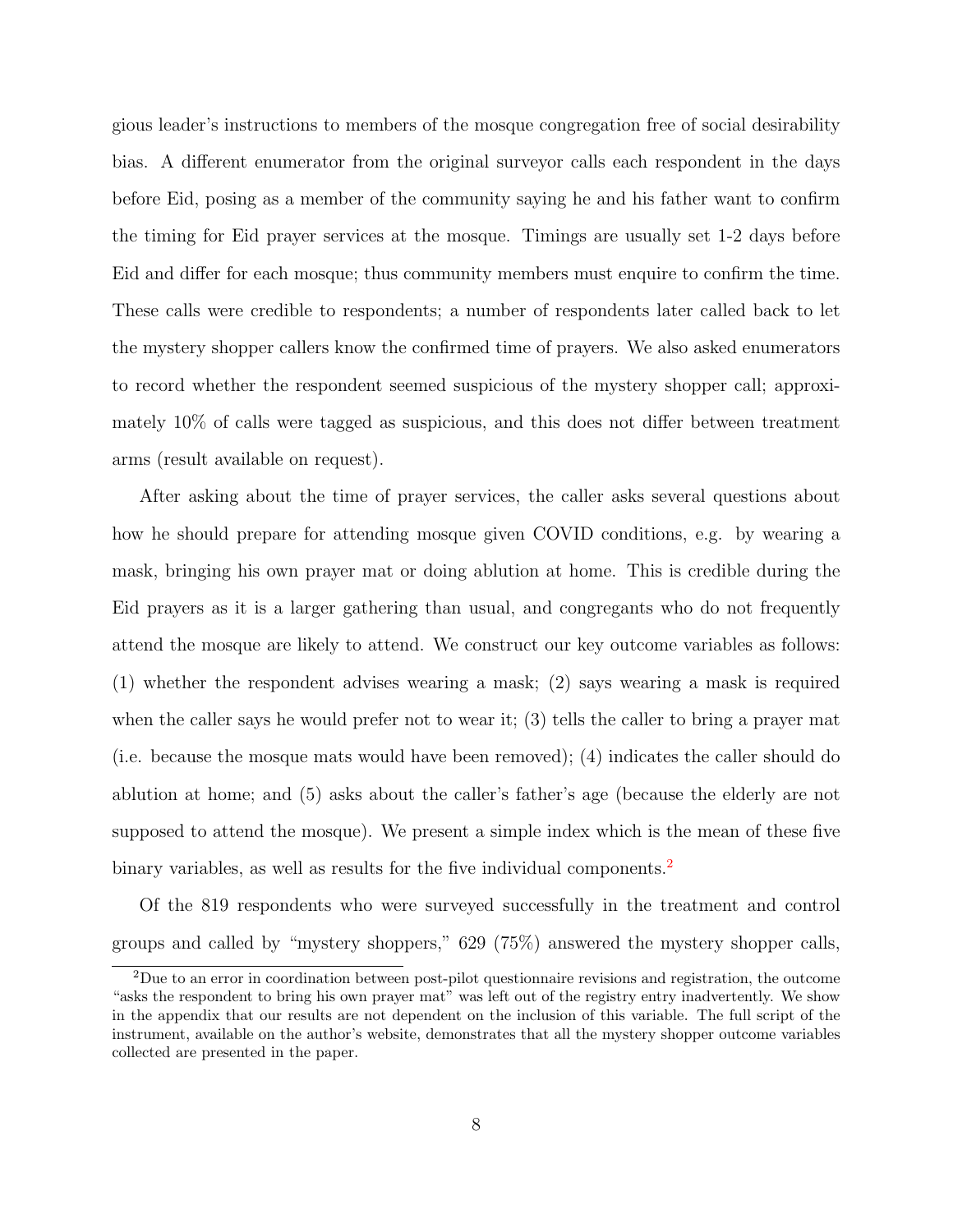gious leader's instructions to members of the mosque congregation free of social desirability bias. A different enumerator from the original surveyor calls each respondent in the days before Eid, posing as a member of the community saying he and his father want to confirm the timing for Eid prayer services at the mosque. Timings are usually set 1-2 days before Eid and differ for each mosque; thus community members must enquire to confirm the time. These calls were credible to respondents; a number of respondents later called back to let the mystery shopper callers know the confirmed time of prayers. We also asked enumerators to record whether the respondent seemed suspicious of the mystery shopper call; approximately 10% of calls were tagged as suspicious, and this does not differ between treatment arms (result available on request).

After asking about the time of prayer services, the caller asks several questions about how he should prepare for attending mosque given COVID conditions, e.g. by wearing a mask, bringing his own prayer mat or doing ablution at home. This is credible during the Eid prayers as it is a larger gathering than usual, and congregants who do not frequently attend the mosque are likely to attend. We construct our key outcome variables as follows: (1) whether the respondent advises wearing a mask; (2) says wearing a mask is required when the caller says he would prefer not to wear it; (3) tells the caller to bring a prayer mat (i.e. because the mosque mats would have been removed); (4) indicates the caller should do ablution at home; and (5) asks about the caller's father's age (because the elderly are not supposed to attend the mosque). We present a simple index which is the mean of these five binary variables, as well as results for the five individual components.[2]

Of the 819 respondents who were surveyed successfully in the treatment and control groups and called by "mystery shoppers," 629 (75%) answered the mystery shopper calls,

[2]Due to an error in coordination between post-pilot questionnaire revisions and registration, the outcome "asks the respondent to bring his own prayer mat" was left out of the registry entry inadvertently. We show in the appendix that our results are not dependent on the inclusion of this variable. The full script of the instrument, available on the author's website, demonstrates that all the mystery shopper outcome variables collected are presented in the paper.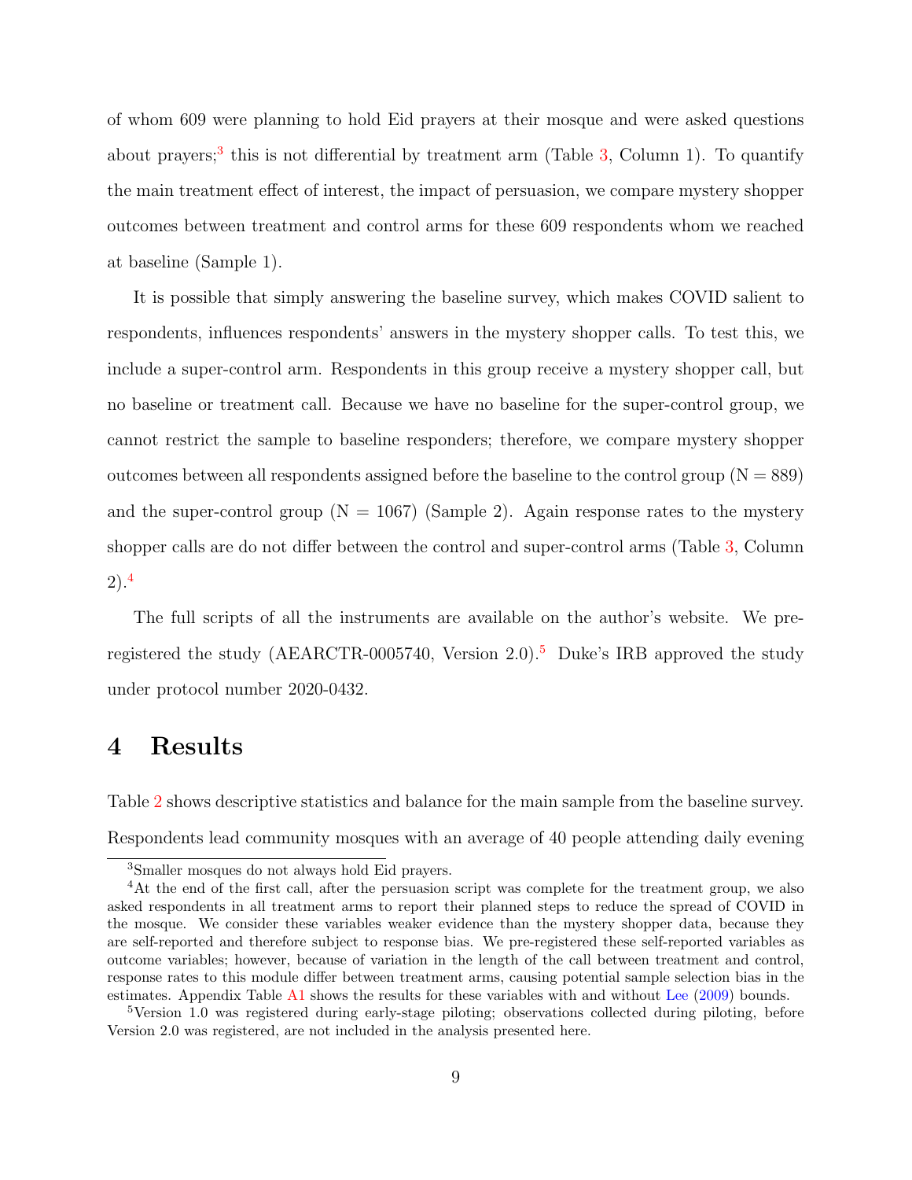of whom 609 were planning to hold Eid prayers at their mosque and were asked questions about prayers;[3] this is not differential by treatment arm (Table 3, Column 1). To quantify the main treatment effect of interest, the impact of persuasion, we compare mystery shopper outcomes between treatment and control arms for these 609 respondents whom we reached at baseline (Sample 1).

It is possible that simply answering the baseline survey, which makes COVID salient to respondents, influences respondents' answers in the mystery shopper calls. To test this, we include a super-control arm. Respondents in this group receive a mystery shopper call, but no baseline or treatment call. Because we have no baseline for the super-control group, we cannot restrict the sample to baseline responders; therefore, we compare mystery shopper outcomes between all respondents assigned before the baseline to the control group (N = 889) and the super-control group (N = 1067) (Sample 2). Again response rates to the mystery shopper calls are do not differ between the control and super-control arms (Table 3, Column 2).[4]

The full scripts of all the instruments are available on the author's website. We pre-registered the study (AEARCTR-0005740, Version 2.0).[5] Duke's IRB approved the study under protocol number 2020-0432.

# 4 Results

Table 2 shows descriptive statistics and balance for the main sample from the baseline survey. Respondents lead community mosques with an average of 40 people attending daily evening

[3]Smaller mosques do not always hold Eid prayers.

[4]At the end of the first call, after the persuasion script was complete for the treatment group, we also asked respondents in all treatment arms to report their planned steps to reduce the spread of COVID in the mosque. We consider these variables weaker evidence than the mystery shopper data, because they are self-reported and therefore subject to response bias. We pre-registered these self-reported variables as outcome variables; however, because of variation in the length of the call between treatment and control, response rates to this module differ between treatment arms, causing potential sample selection bias in the estimates. Appendix Table A1 shows the results for these variables with and without Lee (2009) bounds.

[5]Version 1.0 was registered during early-stage piloting; observations collected during piloting, before Version 2.0 was registered, are not included in the analysis presented here.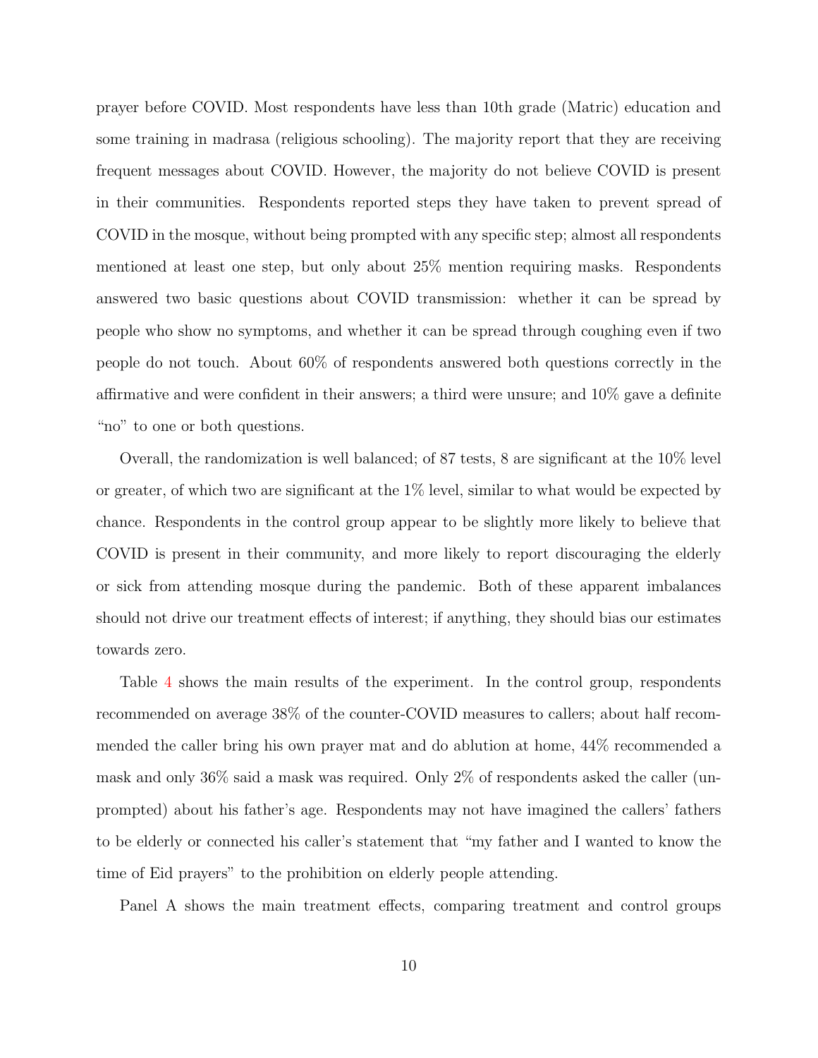prayer before COVID. Most respondents have less than 10th grade (Matric) education and some training in madrasa (religious schooling). The majority report that they are receiving frequent messages about COVID. However, the majority do not believe COVID is present in their communities. Respondents reported steps they have taken to prevent spread of COVID in the mosque, without being prompted with any specific step; almost all respondents mentioned at least one step, but only about 25% mention requiring masks. Respondents answered two basic questions about COVID transmission: whether it can be spread by people who show no symptoms, and whether it can be spread through coughing even if two people do not touch. About 60% of respondents answered both questions correctly in the affirmative and were confident in their answers; a third were unsure; and 10% gave a definite "no" to one or both questions.

Overall, the randomization is well balanced; of 87 tests, 8 are significant at the 10% level or greater, of which two are significant at the 1% level, similar to what would be expected by chance. Respondents in the control group appear to be slightly more likely to believe that COVID is present in their community, and more likely to report discouraging the elderly or sick from attending mosque during the pandemic. Both of these apparent imbalances should not drive our treatment effects of interest; if anything, they should bias our estimates towards zero.

Table 4 shows the main results of the experiment. In the control group, respondents recommended on average 38% of the counter-COVID measures to callers; about half recommended the caller bring his own prayer mat and do ablution at home, 44% recommended a mask and only 36% said a mask was required. Only 2% of respondents asked the caller (unprompted) about his father's age. Respondents may not have imagined the callers' fathers to be elderly or connected his caller's statement that "my father and I wanted to know the time of Eid prayers" to the prohibition on elderly people attending.

Panel A shows the main treatment effects, comparing treatment and control groups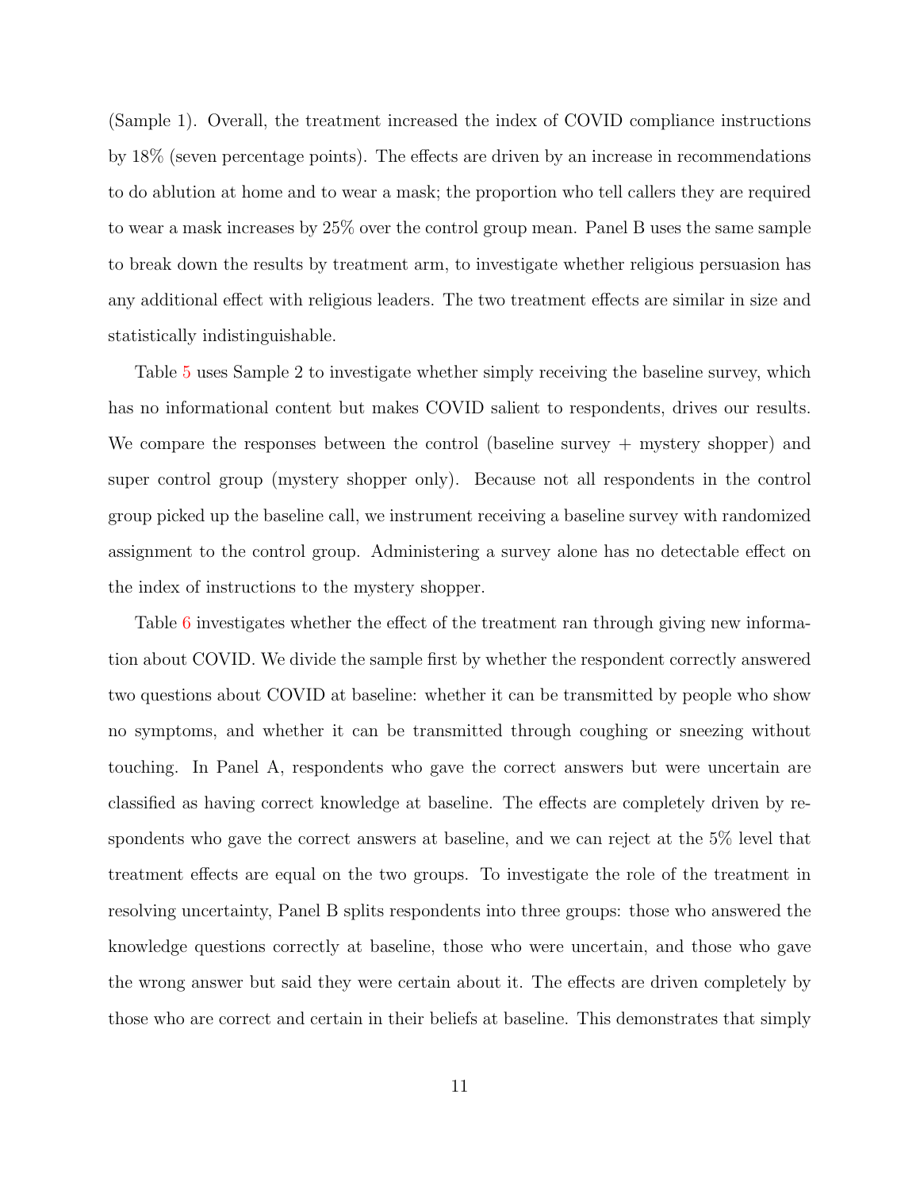(Sample 1). Overall, the treatment increased the index of COVID compliance instructions by 18% (seven percentage points). The effects are driven by an increase in recommendations to do ablution at home and to wear a mask; the proportion who tell callers they are required to wear a mask increases by 25% over the control group mean. Panel B uses the same sample to break down the results by treatment arm, to investigate whether religious persuasion has any additional effect with religious leaders. The two treatment effects are similar in size and statistically indistinguishable.

Table 5 uses Sample 2 to investigate whether simply receiving the baseline survey, which has no informational content but makes COVID salient to respondents, drives our results. We compare the responses between the control (baseline survey + mystery shopper) and super control group (mystery shopper only). Because not all respondents in the control group picked up the baseline call, we instrument receiving a baseline survey with randomized assignment to the control group. Administering a survey alone has no detectable effect on the index of instructions to the mystery shopper.

Table 6 investigates whether the effect of the treatment ran through giving new information about COVID. We divide the sample first by whether the respondent correctly answered two questions about COVID at baseline: whether it can be transmitted by people who show no symptoms, and whether it can be transmitted through coughing or sneezing without touching. In Panel A, respondents who gave the correct answers but were uncertain are classified as having correct knowledge at baseline. The effects are completely driven by respondents who gave the correct answers at baseline, and we can reject at the 5% level that treatment effects are equal on the two groups. To investigate the role of the treatment in resolving uncertainty, Panel B splits respondents into three groups: those who answered the knowledge questions correctly at baseline, those who were uncertain, and those who gave the wrong answer but said they were certain about it. The effects are driven completely by those who are correct and certain in their beliefs at baseline. This demonstrates that simply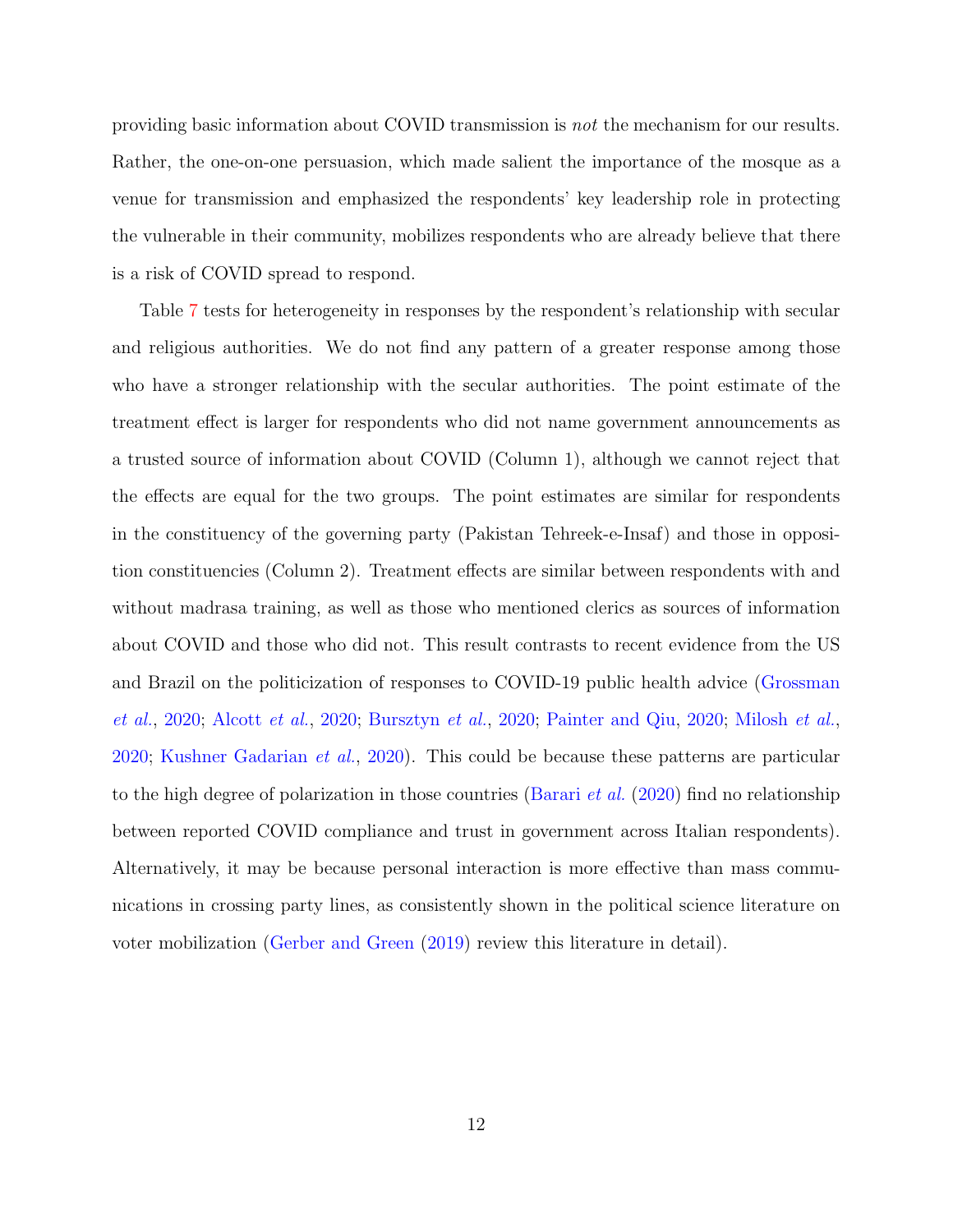providing basic information about COVID transmission is *not* the mechanism for our results. Rather, the one-on-one persuasion, which made salient the importance of the mosque as a venue for transmission and emphasized the respondents' key leadership role in protecting the vulnerable in their community, mobilizes respondents who are already believe that there is a risk of COVID spread to respond.

Table 7 tests for heterogeneity in responses by the respondent's relationship with secular and religious authorities. We do not find any pattern of a greater response among those who have a stronger relationship with the secular authorities. The point estimate of the treatment effect is larger for respondents who did not name government announcements as a trusted source of information about COVID (Column 1), although we cannot reject that the effects are equal for the two groups. The point estimates are similar for respondents in the constituency of the governing party (Pakistan Tehreek-e-Insaf) and those in opposition constituencies (Column 2). Treatment effects are similar between respondents with and without madrasa training, as well as those who mentioned clerics as sources of information about COVID and those who did not. This result contrasts to recent evidence from the US and Brazil on the politicization of responses to COVID-19 public health advice (Grossman *et al.*, 2020; Alcott *et al.*, 2020; Bursztyn *et al.*, 2020; Painter and Qiu, 2020; Milosh *et al.*, 2020; Kushner Gadarian *et al.*, 2020). This could be because these patterns are particular to the high degree of polarization in those countries (Barari *et al.* (2020) find no relationship between reported COVID compliance and trust in government across Italian respondents). Alternatively, it may be because personal interaction is more effective than mass communications in crossing party lines, as consistently shown in the political science literature on voter mobilization (Gerber and Green (2019) review this literature in detail).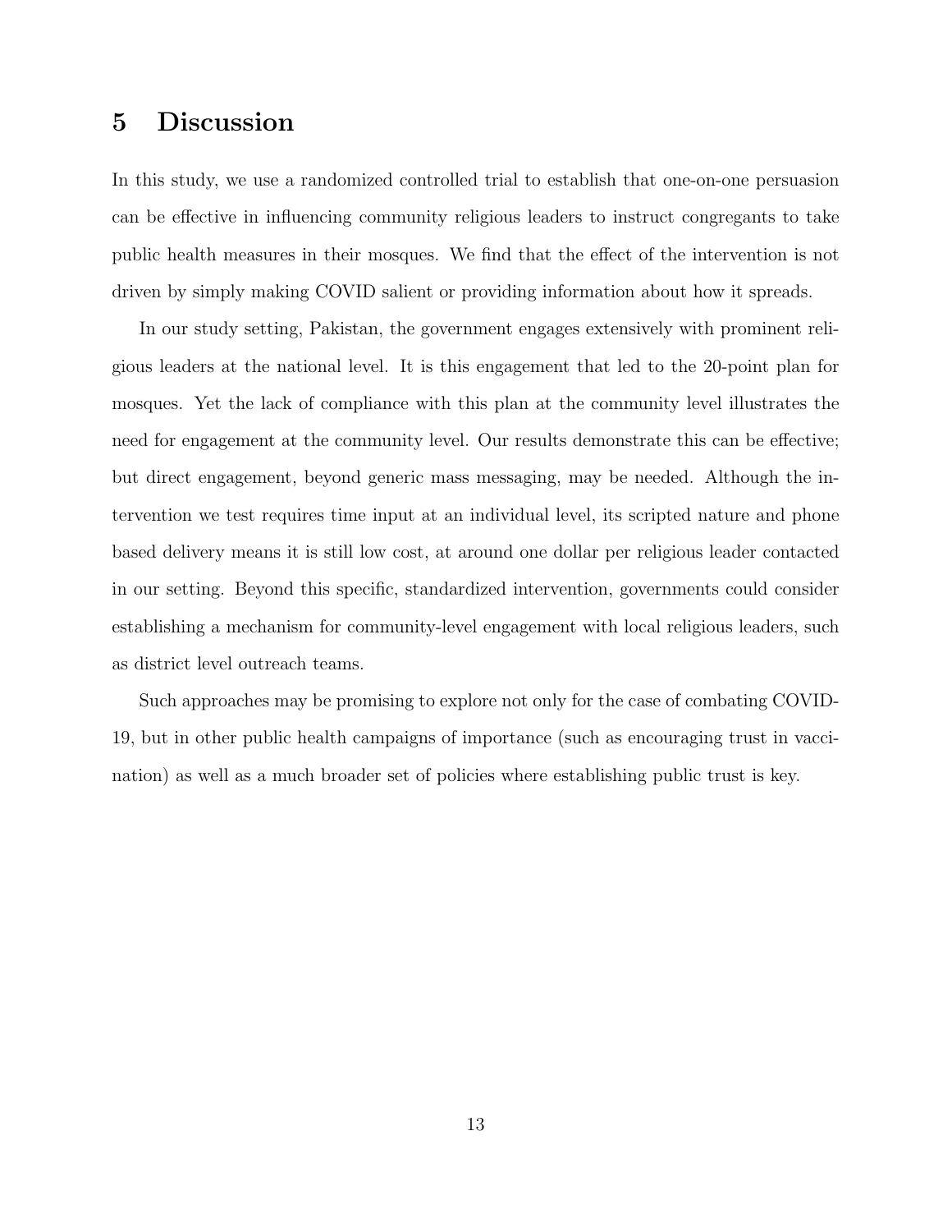# 5 Discussion

In this study, we use a randomized controlled trial to establish that one-on-one persuasion can be effective in influencing community religious leaders to instruct congregants to take public health measures in their mosques. We find that the effect of the intervention is not driven by simply making COVID salient or providing information about how it spreads.

In our study setting, Pakistan, the government engages extensively with prominent religious leaders at the national level. It is this engagement that led to the 20-point plan for mosques. Yet the lack of compliance with this plan at the community level illustrates the need for engagement at the community level. Our results demonstrate this can be effective; but direct engagement, beyond generic mass messaging, may be needed. Although the intervention we test requires time input at an individual level, its scripted nature and phone based delivery means it is still low cost, at around one dollar per religious leader contacted in our setting. Beyond this specific, standardized intervention, governments could consider establishing a mechanism for community-level engagement with local religious leaders, such as district level outreach teams.

Such approaches may be promising to explore not only for the case of combating COVID-19, but in other public health campaigns of importance (such as encouraging trust in vaccination) as well as a much broader set of policies where establishing public trust is key.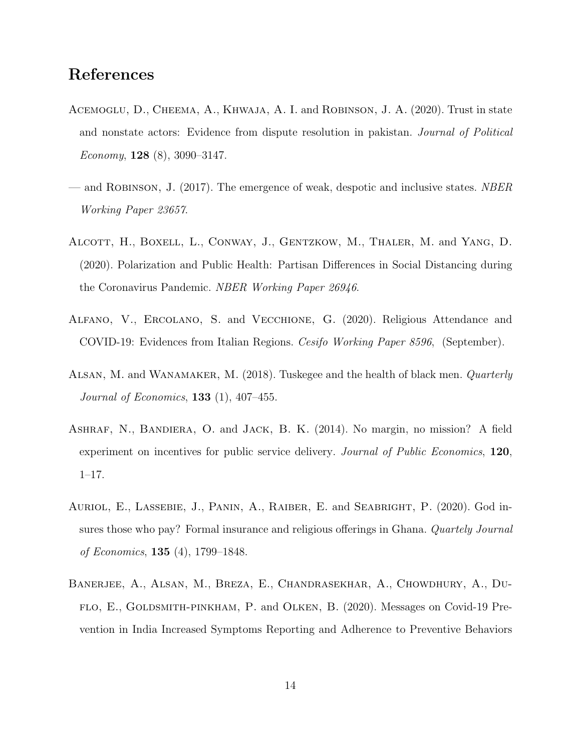# References

Acemoglu, D., Cheema, A., Khwaja, A. I. and Robinson, J. A. (2020). Trust in state and nonstate actors: Evidence from dispute resolution in pakistan. *Journal of Political Economy*, **128** (8), 3090–3147.

— and Robinson, J. (2017). The emergence of weak, despotic and inclusive states. *NBER Working Paper 23657*.

Alcott, H., Boxell, L., Conway, J., Gentzkow, M., Thaler, M. and Yang, D. (2020). Polarization and Public Health: Partisan Differences in Social Distancing during the Coronavirus Pandemic. *NBER Working Paper 26946*.

Alfano, V., Ercolano, S. and Vecchione, G. (2020). Religious Attendance and COVID-19: Evidences from Italian Regions. *Cesifo Working Paper 8596*, (September).

Alsan, M. and Wanamaker, M. (2018). Tuskegee and the health of black men. *Quarterly Journal of Economics*, **133** (1), 407–455.

Ashraf, N., Bandiera, O. and Jack, B. K. (2014). No margin, no mission? A field experiment on incentives for public service delivery. *Journal of Public Economics*, **120**, 1–17.

Auriol, E., Lassebie, J., Panin, A., Raiber, E. and Seabright, P. (2020). God insures those who pay? Formal insurance and religious offerings in Ghana. *Quartely Journal of Economics*, **135** (4), 1799–1848.

Banerjee, A., Alsan, M., Breza, E., Chandrasekhar, A., Chowdhury, A., Duflo, E., Goldsmith-pinkham, P. and Olken, B. (2020). Messages on Covid-19 Prevention in India Increased Symptoms Reporting and Adherence to Preventive Behaviors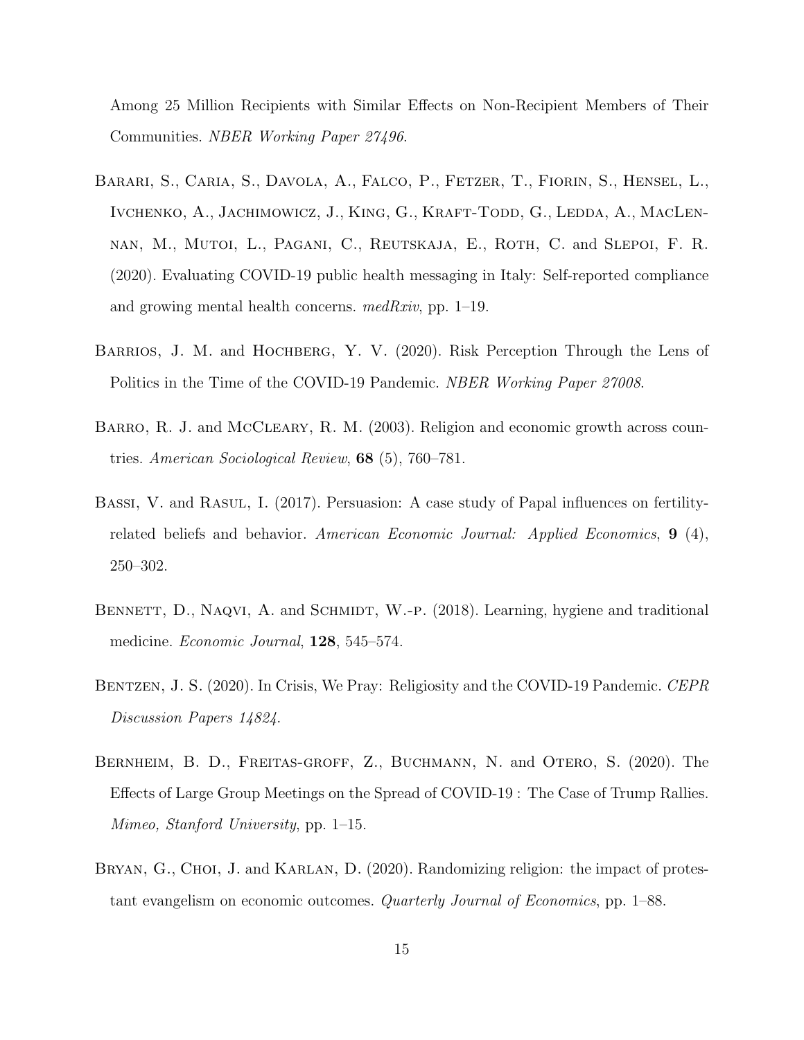Among 25 Million Recipients with Similar Effects on Non-Recipient Members of Their Communities. *NBER Working Paper 27496*.

Barari, S., Caria, S., Davola, A., Falco, P., Fetzer, T., Fiorin, S., Hensel, L., Ivchenko, A., Jachimowicz, J., King, G., Kraft-Todd, G., Ledda, A., MacLennan, M., Mutoi, L., Pagani, C., Reutskaja, E., Roth, C. and Slepoi, F. R. (2020). Evaluating COVID-19 public health messaging in Italy: Self-reported compliance and growing mental health concerns. *medRxiv*, pp. 1–19.

Barrios, J. M. and Hochberg, Y. V. (2020). Risk Perception Through the Lens of Politics in the Time of the COVID-19 Pandemic. *NBER Working Paper 27008*.

Barro, R. J. and McCleary, R. M. (2003). Religion and economic growth across countries. *American Sociological Review*, **68** (5), 760–781.

Bassi, V. and Rasul, I. (2017). Persuasion: A case study of Papal influences on fertility-related beliefs and behavior. *American Economic Journal: Applied Economics*, **9** (4), 250–302.

Bennett, D., Naqvi, A. and Schmidt, W.-p. (2018). Learning, hygiene and traditional medicine. *Economic Journal*, **128**, 545–574.

Bentzen, J. S. (2020). In Crisis, We Pray: Religiosity and the COVID-19 Pandemic. *CEPR Discussion Papers 14824*.

Bernheim, B. D., Freitas-groff, Z., Buchmann, N. and Otero, S. (2020). The Effects of Large Group Meetings on the Spread of COVID-19 : The Case of Trump Rallies. *Mimeo, Stanford University*, pp. 1–15.

Bryan, G., Choi, J. and Karlan, D. (2020). Randomizing religion: the impact of protestant evangelism on economic outcomes. *Quarterly Journal of Economics*, pp. 1–88.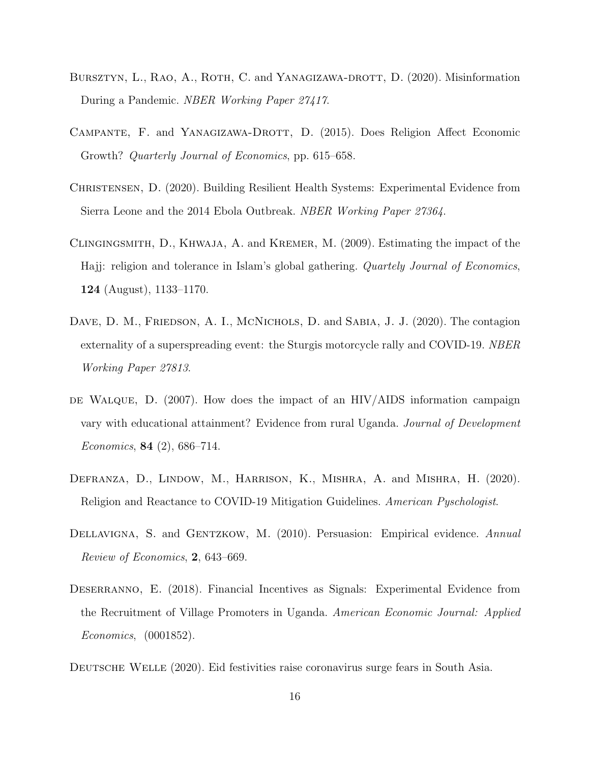Bursztyn, L., Rao, A., Roth, C. and Yanagizawa-drott, D. (2020). Misinformation During a Pandemic. *NBER Working Paper 27417*.

Campante, F. and Yanagizawa-Drott, D. (2015). Does Religion Affect Economic Growth? *Quarterly Journal of Economics*, pp. 615–658.

Christensen, D. (2020). Building Resilient Health Systems: Experimental Evidence from Sierra Leone and the 2014 Ebola Outbreak. *NBER Working Paper 27364*.

Clingingsmith, D., Khwaja, A. and Kremer, M. (2009). Estimating the impact of the Hajj: religion and tolerance in Islam's global gathering. *Quartely Journal of Economics*, **124** (August), 1133–1170.

Dave, D. M., Friedson, A. I., McNichols, D. and Sabia, J. J. (2020). The contagion externality of a superspreading event: the Sturgis motorcycle rally and COVID-19. *NBER Working Paper 27813*.

de Walque, D. (2007). How does the impact of an HIV/AIDS information campaign vary with educational attainment? Evidence from rural Uganda. *Journal of Development Economics*, **84** (2), 686–714.

Defranza, D., Lindow, M., Harrison, K., Mishra, A. and Mishra, H. (2020). Religion and Reactance to COVID-19 Mitigation Guidelines. *American Pyschologist*.

Dellavigna, S. and Gentzkow, M. (2010). Persuasion: Empirical evidence. *Annual Review of Economics*, **2**, 643–669.

Deserranno, E. (2018). Financial Incentives as Signals: Experimental Evidence from the Recruitment of Village Promoters in Uganda. *American Economic Journal: Applied Economics*, (0001852).

Deutsche Welle (2020). Eid festivities raise coronavirus surge fears in South Asia.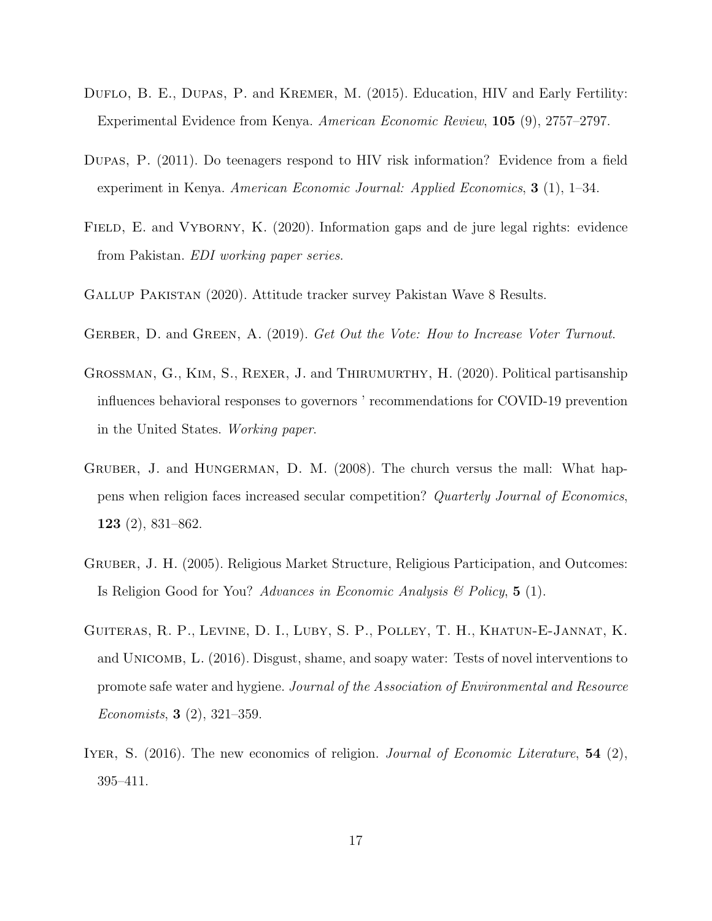Duflo, B. E., Dupas, P. and Kremer, M. (2015). Education, HIV and Early Fertility: Experimental Evidence from Kenya. *American Economic Review*, **105** (9), 2757–2797.

Dupas, P. (2011). Do teenagers respond to HIV risk information? Evidence from a field experiment in Kenya. *American Economic Journal: Applied Economics*, **3** (1), 1–34.

Field, E. and Vyborny, K. (2020). Information gaps and de jure legal rights: evidence from Pakistan. *EDI working paper series*.

Gallup Pakistan (2020). Attitude tracker survey Pakistan Wave 8 Results.

Gerber, D. and Green, A. (2019). *Get Out the Vote: How to Increase Voter Turnout*.

Grossman, G., Kim, S., Rexer, J. and Thirumurthy, H. (2020). Political partisanship influences behavioral responses to governors ' recommendations for COVID-19 prevention in the United States. *Working paper*.

Gruber, J. and Hungerman, D. M. (2008). The church versus the mall: What happens when religion faces increased secular competition? *Quarterly Journal of Economics*, **123** (2), 831–862.

Gruber, J. H. (2005). Religious Market Structure, Religious Participation, and Outcomes: Is Religion Good for You? *Advances in Economic Analysis & Policy*, **5** (1).

Guiteras, R. P., Levine, D. I., Luby, S. P., Polley, T. H., Khatun-E-Jannat, K. and Unicomb, L. (2016). Disgust, shame, and soapy water: Tests of novel interventions to promote safe water and hygiene. *Journal of the Association of Environmental and Resource Economists*, **3** (2), 321–359.

Iyer, S. (2016). The new economics of religion. *Journal of Economic Literature*, **54** (2), 395–411.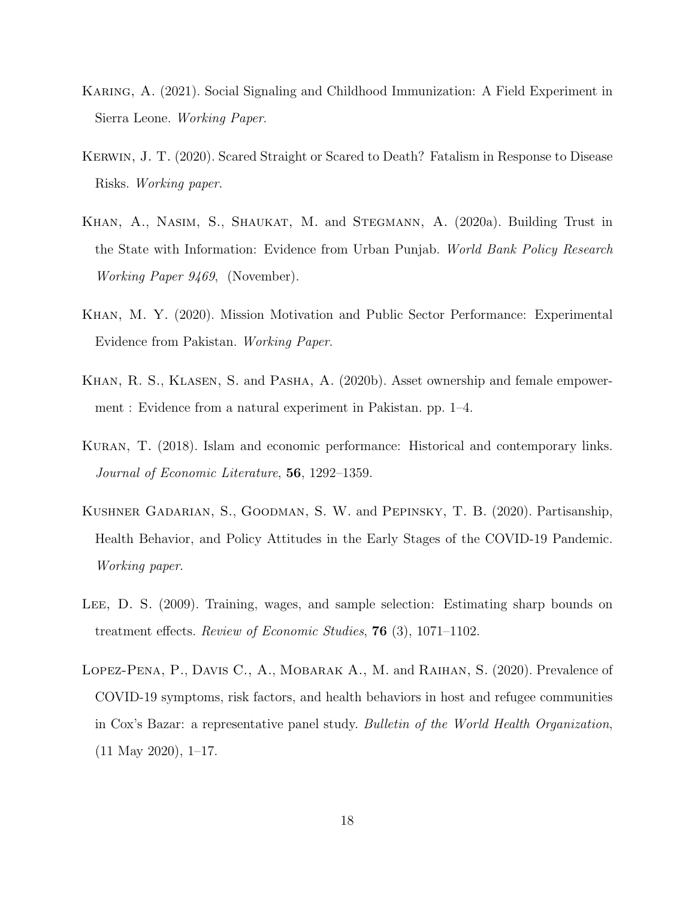Karing, A. (2021). Social Signaling and Childhood Immunization: A Field Experiment in Sierra Leone. *Working Paper*.

Kerwin, J. T. (2020). Scared Straight or Scared to Death? Fatalism in Response to Disease Risks. *Working paper*.

Khan, A., Nasim, S., Shaukat, M. and Stegmann, A. (2020a). Building Trust in the State with Information: Evidence from Urban Punjab. *World Bank Policy Research Working Paper 9469*, (November).

Khan, M. Y. (2020). Mission Motivation and Public Sector Performance: Experimental Evidence from Pakistan. *Working Paper*.

Khan, R. S., Klasen, S. and Pasha, A. (2020b). Asset ownership and female empowerment : Evidence from a natural experiment in Pakistan. pp. 1–4.

Kuran, T. (2018). Islam and economic performance: Historical and contemporary links. *Journal of Economic Literature*, **56**, 1292–1359.

Kushner Gadarian, S., Goodman, S. W. and Pepinsky, T. B. (2020). Partisanship, Health Behavior, and Policy Attitudes in the Early Stages of the COVID-19 Pandemic. *Working paper*.

Lee, D. S. (2009). Training, wages, and sample selection: Estimating sharp bounds on treatment effects. *Review of Economic Studies*, **76** (3), 1071–1102.

Lopez-Pena, P., Davis C., A., Mobarak A., M. and Raihan, S. (2020). Prevalence of COVID-19 symptoms, risk factors, and health behaviors in host and refugee communities in Cox's Bazar: a representative panel study. *Bulletin of the World Health Organization*, (11 May 2020), 1–17.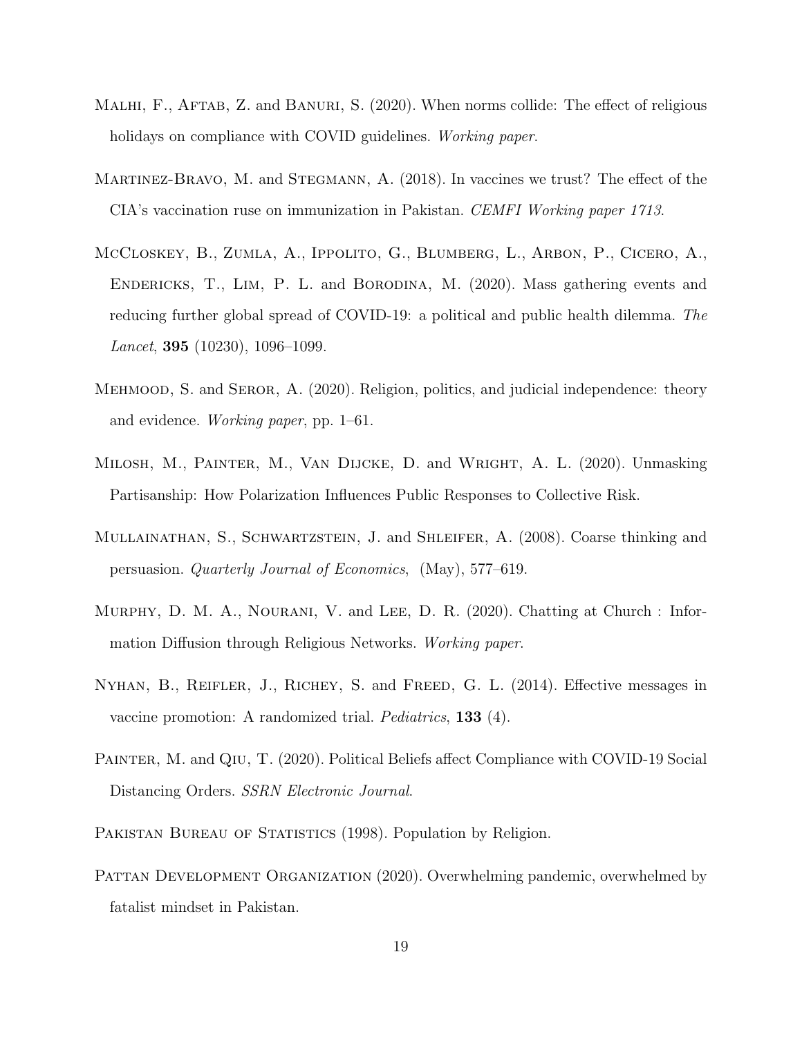Malhi, F., Aftab, Z. and Banuri, S. (2020). When norms collide: The effect of religious holidays on compliance with COVID guidelines. *Working paper*.

Martinez-Bravo, M. and Stegmann, A. (2018). In vaccines we trust? The effect of the CIA's vaccination ruse on immunization in Pakistan. *CEMFI Working paper 1713*.

McCloskey, B., Zumla, A., Ippolito, G., Blumberg, L., Arbon, P., Cicero, A., Endericks, T., Lim, P. L. and Borodina, M. (2020). Mass gathering events and reducing further global spread of COVID-19: a political and public health dilemma. *The Lancet*, **395** (10230), 1096–1099.

Mehmood, S. and Seror, A. (2020). Religion, politics, and judicial independence: theory and evidence. *Working paper*, pp. 1–61.

Milosh, M., Painter, M., Van Dijcke, D. and Wright, A. L. (2020). Unmasking Partisanship: How Polarization Influences Public Responses to Collective Risk.

Mullainathan, S., Schwartzstein, J. and Shleifer, A. (2008). Coarse thinking and persuasion. *Quarterly Journal of Economics*, (May), 577–619.

Murphy, D. M. A., Nourani, V. and Lee, D. R. (2020). Chatting at Church : Information Diffusion through Religious Networks. *Working paper*.

Nyhan, B., Reifler, J., Richey, S. and Freed, G. L. (2014). Effective messages in vaccine promotion: A randomized trial. *Pediatrics*, **133** (4).

Painter, M. and Qiu, T. (2020). Political Beliefs affect Compliance with COVID-19 Social Distancing Orders. *SSRN Electronic Journal*.

Pakistan Bureau of Statistics (1998). Population by Religion.

Pattan Development Organization (2020). Overwhelming pandemic, overwhelmed by fatalist mindset in Pakistan.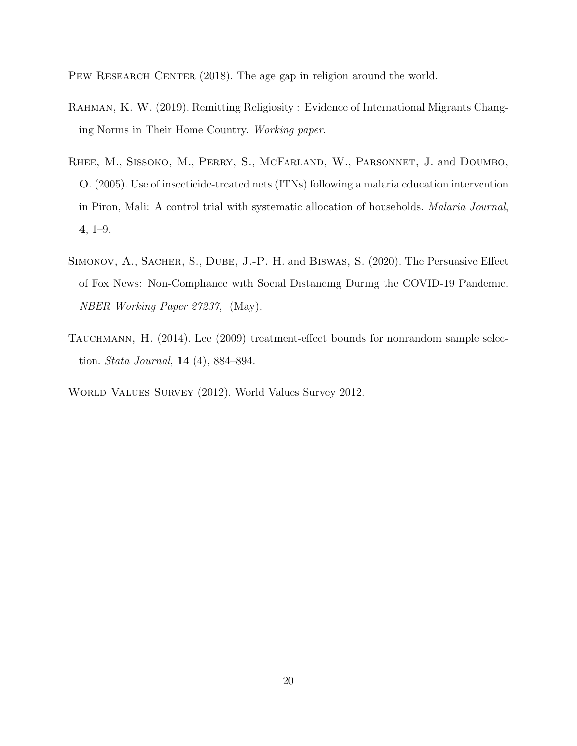Pew Research Center (2018). The age gap in religion around the world.

Rahman, K. W. (2019). Remitting Religiosity : Evidence of International Migrants Changing Norms in Their Home Country. *Working paper*.

Rhee, M., Sissoko, M., Perry, S., McFarland, W., Parsonnet, J. and Doumbo, O. (2005). Use of insecticide-treated nets (ITNs) following a malaria education intervention in Piron, Mali: A control trial with systematic allocation of households. *Malaria Journal*, **4**, 1–9.

Simonov, A., Sacher, S., Dube, J.-P. H. and Biswas, S. (2020). The Persuasive Effect of Fox News: Non-Compliance with Social Distancing During the COVID-19 Pandemic. *NBER Working Paper 27237*, (May).

Tauchmann, H. (2014). Lee (2009) treatment-effect bounds for nonrandom sample selection. *Stata Journal*, **14** (4), 884–894.

World Values Survey (2012). World Values Survey 2012.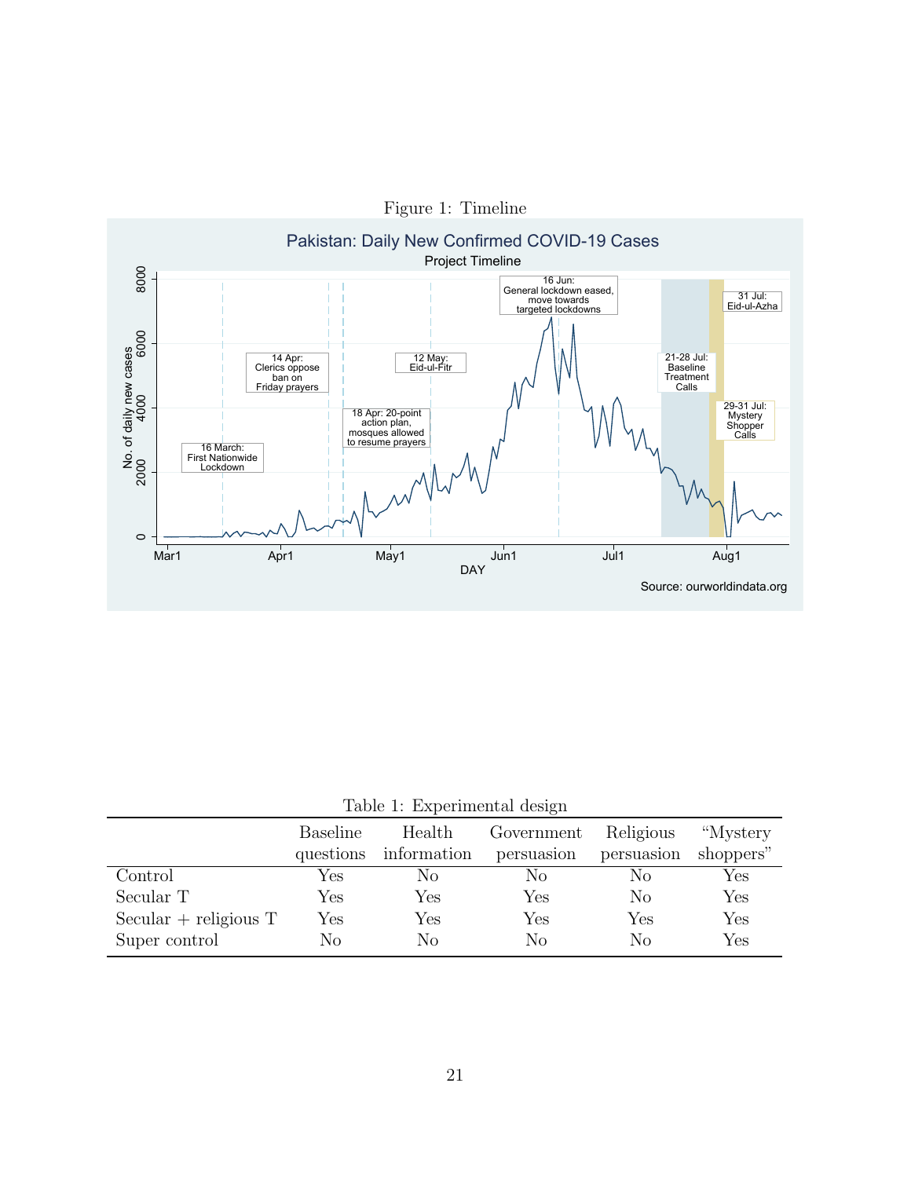Figure 1: Timeline

Table 1: Experimental design

| | Baseline questions | Health information | Government persuasion | Religious persuasion | "Mystery shoppers" |
|---|---|---|---|---|---|
| Control | Yes | No | No | No | Yes |
| Secular T | Yes | Yes | Yes | No | Yes |
| Secular + religious T | Yes | Yes | Yes | Yes | Yes |
| Super control | No | No | No | No | Yes |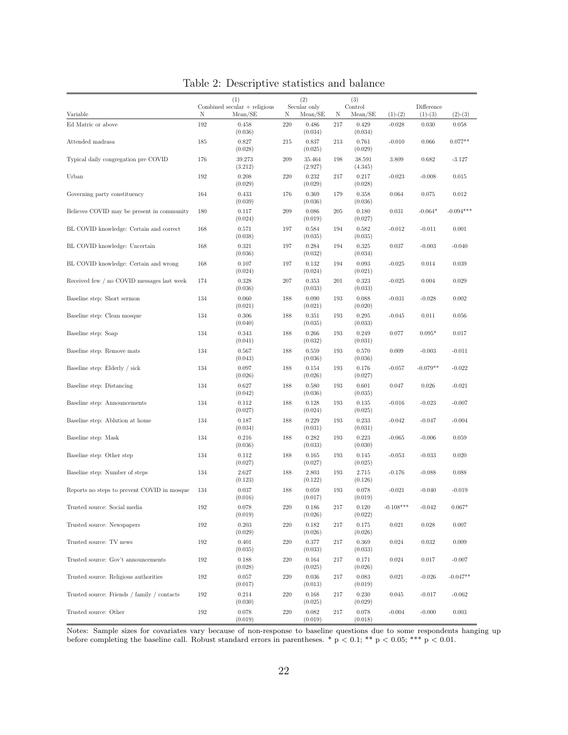# Table 2: Descriptive statistics and balance

| Variable | (1) Combined secular + religious N | Mean/SE | (2) Secular only N | Mean/SE | (3) Control N | Mean/SE | Difference (1)-(2) | (1)-(3) | (2)-(3) |
|---|---|---|---|---|---|---|---|---|---|
| Ed Matric or above | 192 | 0.458 (0.036) | 220 | 0.486 (0.034) | 217 | 0.429 (0.034) | -0.028 | 0.030 | 0.058 |
| Attended madrasa | 185 | 0.827 (0.028) | 215 | 0.837 (0.025) | 213 | 0.761 (0.029) | -0.010 | 0.066 | 0.077** |
| Typical daily congregation pre COVID | 176 | 39.273 (3.212) | 209 | 35.464 (2.927) | 198 | 38.591 (4.345) | 3.809 | 0.682 | -3.127 |
| Urban | 192 | 0.208 (0.029) | 220 | 0.232 (0.029) | 217 | 0.217 (0.028) | -0.023 | -0.008 | 0.015 |
| Governing party constituency | 164 | 0.433 (0.039) | 176 | 0.369 (0.036) | 179 | 0.358 (0.036) | 0.064 | 0.075 | 0.012 |
| Believes COVID may be present in community | 180 | 0.117 (0.024) | 209 | 0.086 (0.019) | 205 | 0.180 (0.027) | 0.031 | -0.064* | -0.094*** |
| BL COVID knowledge: Certain and correct | 168 | 0.571 (0.038) | 197 | 0.584 (0.035) | 194 | 0.582 (0.035) | -0.012 | -0.011 | 0.001 |
| BL COVID knowledge: Uncertain | 168 | 0.321 (0.036) | 197 | 0.284 (0.032) | 194 | 0.325 (0.034) | 0.037 | -0.003 | -0.040 |
| BL COVID knowledge: Certain and wrong | 168 | 0.107 (0.024) | 197 | 0.132 (0.024) | 194 | 0.093 (0.021) | -0.025 | 0.014 | 0.039 |
| Received few / no COVID messages last week | 174 | 0.328 (0.036) | 207 | 0.353 (0.033) | 201 | 0.323 (0.033) | -0.025 | 0.004 | 0.029 |
| Baseline step: Short sermon | 134 | 0.060 (0.021) | 188 | 0.090 (0.021) | 193 | 0.088 (0.020) | -0.031 | -0.028 | 0.002 |
| Baseline step: Clean mosque | 134 | 0.306 (0.040) | 188 | 0.351 (0.035) | 193 | 0.295 (0.033) | -0.045 | 0.011 | 0.056 |
| Baseline step: Soap | 134 | 0.343 (0.041) | 188 | 0.266 (0.032) | 193 | 0.249 (0.031) | 0.077 | 0.095* | 0.017 |
| Baseline step: Remove mats | 134 | 0.567 (0.043) | 188 | 0.559 (0.036) | 193 | 0.570 (0.036) | 0.009 | -0.003 | -0.011 |
| Baseline step: Elderly / sick | 134 | 0.097 (0.026) | 188 | 0.154 (0.026) | 193 | 0.176 (0.027) | -0.057 | -0.079** | -0.022 |
| Baseline step: Distancing | 134 | 0.627 (0.042) | 188 | 0.580 (0.036) | 193 | 0.601 (0.035) | 0.047 | 0.026 | -0.021 |
| Baseline step: Announcements | 134 | 0.112 (0.027) | 188 | 0.128 (0.024) | 193 | 0.135 (0.025) | -0.016 | -0.023 | -0.007 |
| Baseline step: Ablution at home | 134 | 0.187 (0.034) | 188 | 0.229 (0.031) | 193 | 0.233 (0.031) | -0.042 | -0.047 | -0.004 |
| Baseline step: Mask | 134 | 0.216 (0.036) | 188 | 0.282 (0.033) | 193 | 0.223 (0.030) | -0.065 | -0.006 | 0.059 |
| Baseline step: Other step | 134 | 0.112 (0.027) | 188 | 0.165 (0.027) | 193 | 0.145 (0.025) | -0.053 | -0.033 | 0.020 |
| Baseline step: Number of steps | 134 | 2.627 (0.123) | 188 | 2.803 (0.122) | 193 | 2.715 (0.126) | -0.176 | -0.088 | 0.088 |
| Reports no steps to prevent COVID in mosque | 134 | 0.037 (0.016) | 188 | 0.059 (0.017) | 193 | 0.078 (0.019) | -0.021 | -0.040 | -0.019 |
| Trusted source: Social media | 192 | 0.078 (0.019) | 220 | 0.186 (0.026) | 217 | 0.120 (0.022) | -0.108*** | -0.042 | 0.067* |
| Trusted source: Newspapers | 192 | 0.203 (0.029) | 220 | 0.182 (0.026) | 217 | 0.175 (0.026) | 0.021 | 0.028 | 0.007 |
| Trusted source: TV news | 192 | 0.401 (0.035) | 220 | 0.377 (0.033) | 217 | 0.369 (0.033) | 0.024 | 0.032 | 0.009 |
| Trusted source: Gov't announcements | 192 | 0.188 (0.028) | 220 | 0.164 (0.025) | 217 | 0.171 (0.026) | 0.024 | 0.017 | -0.007 |
| Trusted source: Religious authorities | 192 | 0.057 (0.017) | 220 | 0.036 (0.013) | 217 | 0.083 (0.019) | 0.021 | -0.026 | -0.047** |
| Trusted source: Friends / family / contacts | 192 | 0.214 (0.030) | 220 | 0.168 (0.025) | 217 | 0.230 (0.029) | 0.045 | -0.017 | -0.062 |
| Trusted source: Other | 192 | 0.078 (0.019) | 220 | 0.082 (0.019) | 217 | 0.078 (0.018) | -0.004 | -0.000 | 0.003 |

Notes: Sample sizes for covariates vary because of non-response to baseline questions due to some respondents hanging up before completing the baseline call. Robust standard errors in parentheses. * $p < 0.1$; ** $p < 0.05$; *** $p < 0.01$.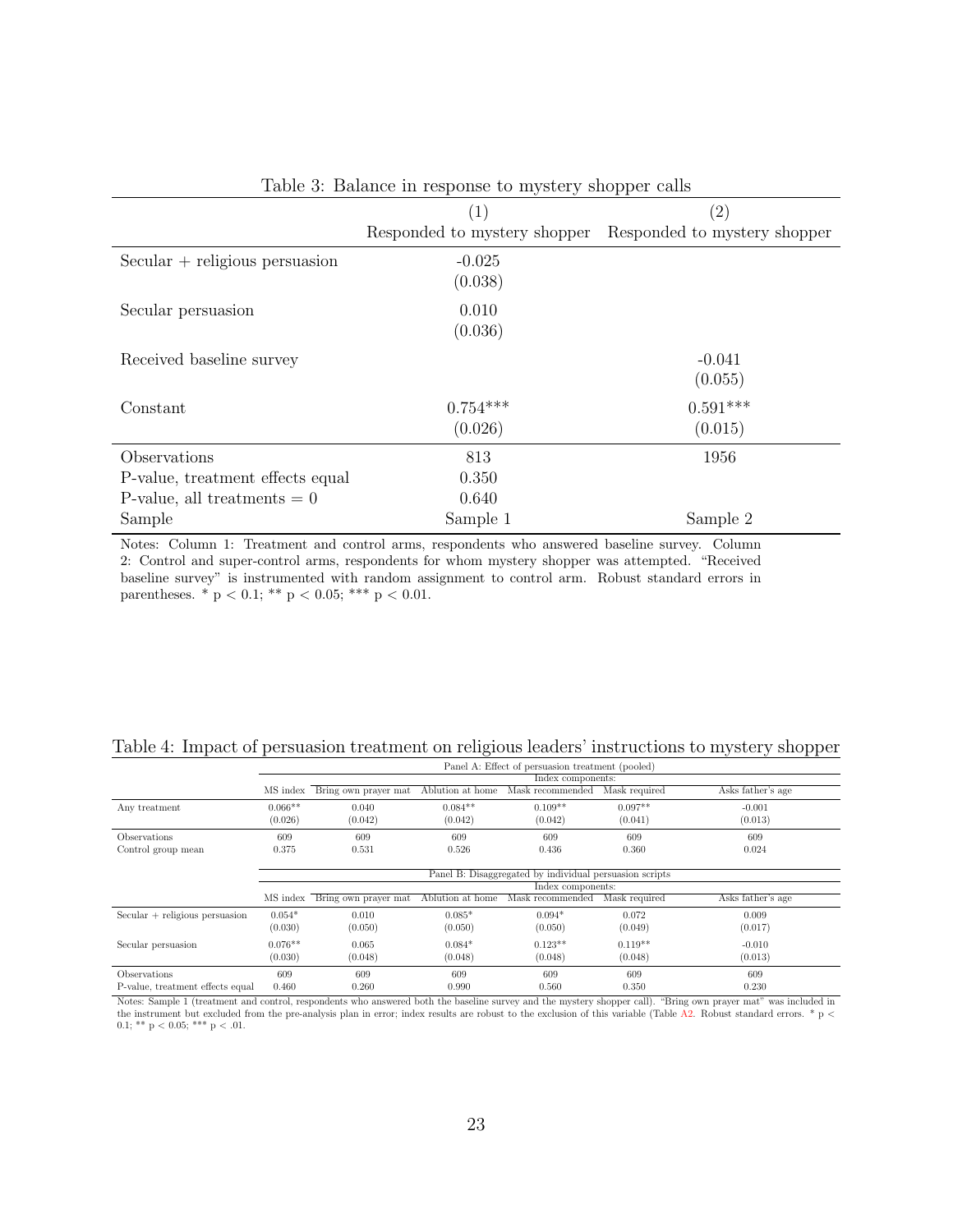Table 3: Balance in response to mystery shopper calls

| | (1) Responded to mystery shopper | (2) Responded to mystery shopper |
|---|---|---|
| Secular + religious persuasion | -0.025 | |
| | (0.038) | |
| Secular persuasion | 0.010 | |
| | (0.036) | |
| Received baseline survey | | -0.041 |
| | | (0.055) |
| Constant | 0.754*** | 0.591*** |
| | (0.026) | (0.015) |
| Observations | 813 | 1956 |
| P-value, treatment effects equal | 0.350 | |
| P-value, all treatments = 0 | 0.640 | |
| Sample | Sample 1 | Sample 2 |

Notes: Column 1: Treatment and control arms, respondents who answered baseline survey. Column 2: Control and super-control arms, respondents for whom mystery shopper was attempted. "Received baseline survey" is instrumented with random assignment to control arm. Robust standard errors in parentheses. * p < 0.1; ** p < 0.05; *** p < 0.01.

Table 4: Impact of persuasion treatment on religious leaders' instructions to mystery shopper

| | Panel A: Effect of persuasion treatment (pooled) | | | | | |
|---|---|---|---|---|---|---|
| | | Index components: | | | | |
| | MS index | Bring own prayer mat | Ablution at home | Mask recommended | Mask required | Asks father's age |
| Any treatment | 0.066** | 0.040 | 0.084** | 0.109** | 0.097** | -0.001 |
| | (0.026) | (0.042) | (0.042) | (0.042) | (0.041) | (0.013) |
| Observations | 609 | 609 | 609 | 609 | 609 | 609 |
| Control group mean | 0.375 | 0.531 | 0.526 | 0.436 | 0.360 | 0.024 |
| | **Panel B: Disaggregated by individual persuasion scripts** | | | | | |
| | | Index components: | | | | |
| | MS index | Bring own prayer mat | Ablution at home | Mask recommended | Mask required | Asks father's age |
| Secular + religious persuasion | 0.054* | 0.010 | 0.085* | 0.094* | 0.072 | 0.009 |
| | (0.030) | (0.050) | (0.050) | (0.050) | (0.049) | (0.017) |
| Secular persuasion | 0.076** | 0.065 | 0.084* | 0.123** | 0.119** | -0.010 |
| | (0.030) | (0.048) | (0.048) | (0.048) | (0.048) | (0.013) |
| Observations | 609 | 609 | 609 | 609 | 609 | 609 |
| P-value, treatment effects equal | 0.460 | 0.260 | 0.990 | 0.560 | 0.350 | 0.230 |

Notes: Sample 1 (treatment and control, respondents who answered both the baseline survey and the mystery shopper call). "Bring own prayer mat" was included in the instrument but excluded from the pre-analysis plan in error; index results are robust to the exclusion of this variable (Table A2. Robust standard errors. * p < 0.1; ** p < 0.05; *** p < .01.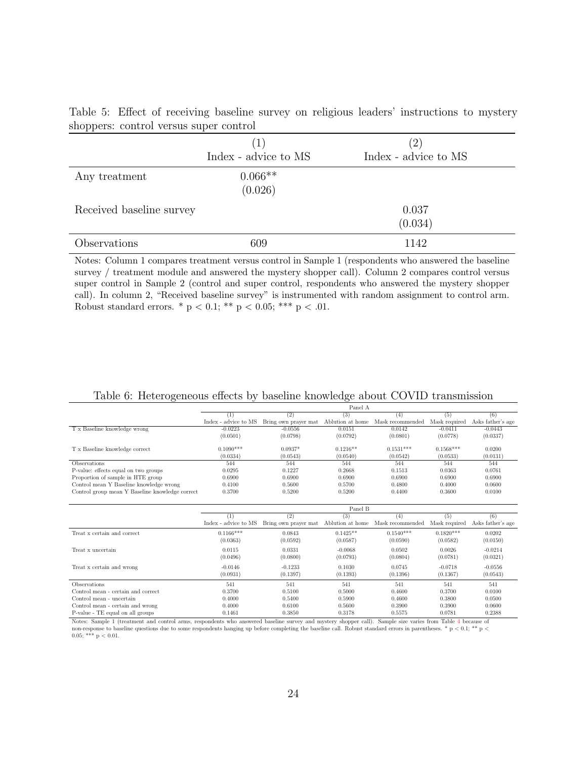Table 5: Effect of receiving baseline survey on religious leaders' instructions to mystery shoppers: control versus super control

| | (1) Index - advice to MS | (2) Index - advice to MS |
|---|---|---|
| Any treatment | 0.066** | |
| | (0.026) | |
| Received baseline survey | | 0.037 |
| | | (0.034) |
| Observations | 609 | 1142 |

Notes: Column 1 compares treatment versus control in Sample 1 (respondents who answered the baseline survey / treatment module and answered the mystery shopper call). Column 2 compares control versus super control in Sample 2 (control and super control, respondents who answered the mystery shopper call). In column 2, "Received baseline survey" is instrumented with random assignment to control arm. Robust standard errors. * p < 0.1; ** p < 0.05; *** p < .01.

Table 6: Heterogeneous effects by baseline knowledge about COVID transmission

| | Panel A | | | | | |
|---|---|---|---|---|---|---|
| | (1) | (2) | (3) | (4) | (5) | (6) |
| | Index - advice to MS | Bring own prayer mat | Ablution at home | Mask recommended | Mask required | Asks father's age |
| T x Baseline knowledge wrong | -0.0223 | -0.0556 | 0.0151 | 0.0142 | -0.0411 | -0.0443 |
| | (0.0501) | (0.0798) | (0.0792) | (0.0801) | (0.0778) | (0.0337) |
| T x Baseline knowledge correct | 0.1090*** | 0.0937* | 0.1216** | 0.1531*** | 0.1568*** | 0.0200 |
| | (0.0334) | (0.0543) | (0.0540) | (0.0542) | (0.0533) | (0.0131) |
| Observations | 544 | 544 | 544 | 544 | 544 | 544 |
| P-value: effects equal on two groups | 0.0295 | 0.1227 | 0.2668 | 0.1513 | 0.0363 | 0.0761 |
| Proportion of sample in HTE group | 0.6900 | 0.6900 | 0.6900 | 0.6900 | 0.6900 | 0.6900 |
| Control mean Y Baseline knowledge wrong | 0.4100 | 0.5600 | 0.5700 | 0.4800 | 0.4000 | 0.0600 |
| Control group mean Y Baseline knowledge correct | 0.3700 | 0.5200 | 0.5200 | 0.4400 | 0.3600 | 0.0100 |

| | Panel B | | | | | |
|---|---|---|---|---|---|---|
| | (1) | (2) | (3) | (4) | (5) | (6) |
| | Index - advice to MS | Bring own prayer mat | Ablution at home | Mask recommended | Mask required | Asks father's age |
| Treat x certain and correct | 0.1166*** | 0.0843 | 0.1425** | 0.1540*** | 0.1820*** | 0.0202 |
| | (0.0363) | (0.0592) | (0.0587) | (0.0590) | (0.0582) | (0.0150) |
| Treat x uncertain | 0.0115 | 0.0331 | -0.0068 | 0.0502 | 0.0026 | -0.0214 |
| | (0.0496) | (0.0800) | (0.0793) | (0.0804) | (0.0781) | (0.0321) |
| Treat x certain and wrong | -0.0146 | -0.1233 | 0.1030 | 0.0745 | -0.0718 | -0.0556 |
| | (0.0931) | (0.1397) | (0.1393) | (0.1396) | (0.1367) | (0.0543) |
| Observations | 541 | 541 | 541 | 541 | 541 | 541 |
| Control mean - certain and correct | 0.3700 | 0.5100 | 0.5000 | 0.4600 | 0.3700 | 0.0100 |
| Control mean - uncertain | 0.4000 | 0.5400 | 0.5900 | 0.4600 | 0.3800 | 0.0500 |
| Control mean - certain and wrong | 0.4000 | 0.6100 | 0.5600 | 0.3900 | 0.3900 | 0.0600 |
| P-value - TE equal on all groups | 0.1461 | 0.3850 | 0.3178 | 0.5575 | 0.0781 | 0.2388 |

Notes: Sample 1 (treatment and control arms, respondents who answered baseline survey and mystery shopper call). Sample size varies from Table 4 because of non-response to baseline questions due to some respondents hanging up before completing the baseline call. Robust standard errors in parentheses. * p < 0.1; ** p < 0.05; *** p < 0.01.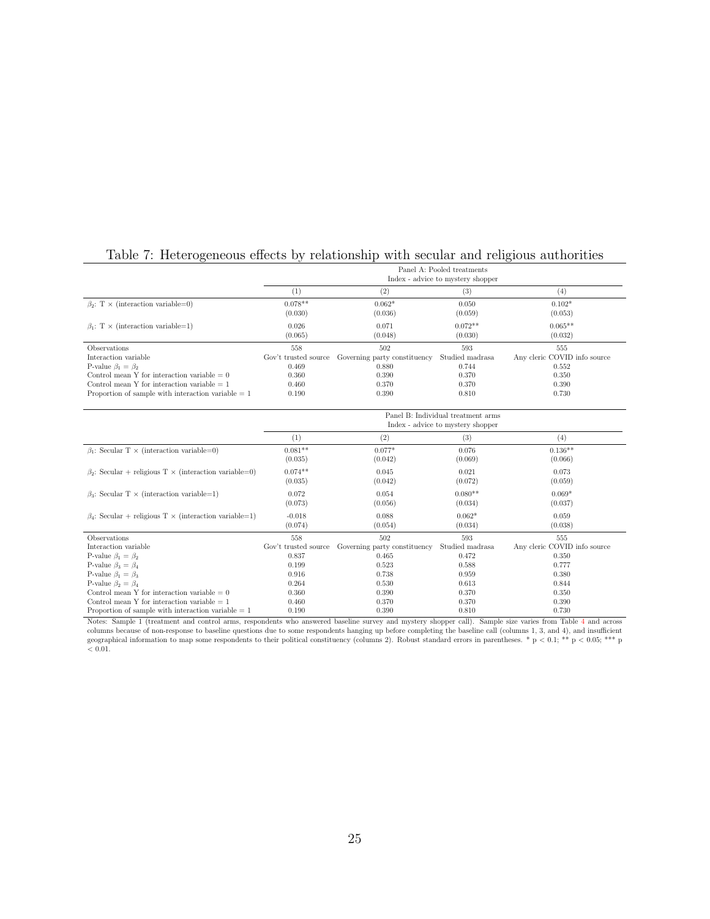Table 7: Heterogeneous effects by relationship with secular and religious authorities

| | Panel A: Pooled treatments Index - advice to mystery shopper | | | |
|---|---|---|---|---|
| | (1) | (2) | (3) | (4) |
| $\beta_2$: T × (interaction variable=0) | 0.078** | 0.062* | 0.050 | 0.102* |
| | (0.030) | (0.036) | (0.059) | (0.053) |
| $\beta_1$: T × (interaction variable=1) | 0.026 | 0.071 | 0.072** | 0.065** |
| | (0.065) | (0.048) | (0.030) | (0.032) |
| Observations | 558 | 502 | 593 | 555 |
| Interaction variable | Gov't trusted source | Governing party constituency | Studied madrasa | Any cleric COVID info source |
| P-value $\beta_1 = \beta_2$ | 0.469 | 0.880 | 0.744 | 0.552 |
| Control mean Y for interaction variable = 0 | 0.360 | 0.390 | 0.370 | 0.350 |
| Control mean Y for interaction variable = 1 | 0.460 | 0.370 | 0.370 | 0.390 |
| Proportion of sample with interaction variable = 1 | 0.190 | 0.390 | 0.810 | 0.730 |

| | Panel B: Individual treatment arms Index - advice to mystery shopper | | | |
|---|---|---|---|---|
| | (1) | (2) | (3) | (4) |
| $\beta_1$: Secular T × (interaction variable=0) | 0.081** | 0.077* | 0.076 | 0.136** |
| | (0.035) | (0.042) | (0.069) | (0.066) |
| $\beta_2$: Secular + religious T × (interaction variable=0) | 0.074** | 0.045 | 0.021 | 0.073 |
| | (0.035) | (0.042) | (0.072) | (0.059) |
| $\beta_3$: Secular T × (interaction variable=1) | 0.072 | 0.054 | 0.080** | 0.069* |
| | (0.073) | (0.056) | (0.034) | (0.037) |
| $\beta_4$: Secular + religious T × (interaction variable=1) | -0.018 | 0.088 | 0.062* | 0.059 |
| | (0.074) | (0.054) | (0.034) | (0.038) |
| Observations | 558 | 502 | 593 | 555 |
| Interaction variable | Gov't trusted source | Governing party constituency | Studied madrasa | Any cleric COVID info source |
| P-value $\beta_1 = \beta_2$ | 0.837 | 0.465 | 0.472 | 0.350 |
| P-value $\beta_3 = \beta_4$ | 0.199 | 0.523 | 0.588 | 0.777 |
| P-value $\beta_1 = \beta_3$ | 0.916 | 0.738 | 0.959 | 0.380 |
| P-value $\beta_2 = \beta_4$ | 0.264 | 0.530 | 0.613 | 0.844 |
| Control mean Y for interaction variable = 0 | 0.360 | 0.390 | 0.370 | 0.350 |
| Control mean Y for interaction variable = 1 | 0.460 | 0.370 | 0.370 | 0.390 |
| Proportion of sample with interaction variable = 1 | 0.190 | 0.390 | 0.810 | 0.730 |

Notes: Sample 1 (treatment and control arms, respondents who answered baseline survey and mystery shopper call). Sample size varies from Table 4 and across columns because of non-response to baseline questions due to some respondents hanging up before completing the baseline call (columns 1, 3, and 4), and insufficient geographical information to map some respondents to their political constituency (columns 2). Robust standard errors in parentheses. * $p < 0.1$; ** $p < 0.05$; *** $p < 0.01$.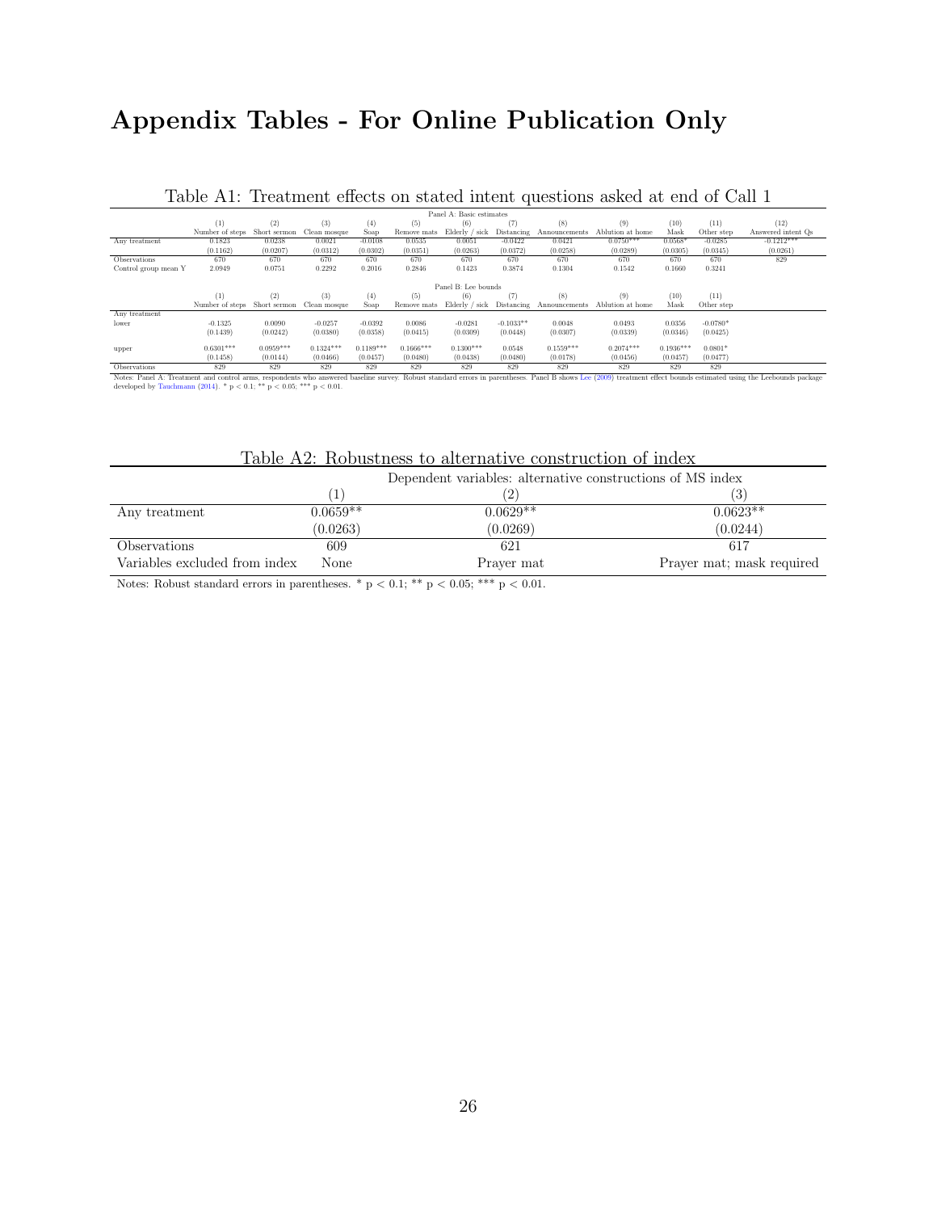# Appendix Tables - For Online Publication Only

Table A1: Treatment effects on stated intent questions asked at end of Call 1

| | Panel A: Basic estimates | | | | | | | | | | | |
|---|---|---|---|---|---|---|---|---|---|---|---|---|
| | (1) | (2) | (3) | (4) | (5) | (6) | (7) | (8) | (9) | (10) | (11) | (12) |
| | Number of steps | Short sermon | Clean mosque | Soap | Remove mats | Elderly / sick | Distancing | Announcements | Ablution at home | Mask | Other step | Answered intent Qs |
| Any treatment | 0.1823 | 0.0238 | 0.0021 | -0.0108 | 0.0535 | 0.0051 | -0.0422 | 0.0421 | 0.0750*** | 0.0568* | -0.0285 | -0.1212*** |
| | (0.1162) | (0.0207) | (0.0312) | (0.0302) | (0.0351) | (0.0263) | (0.0372) | (0.0258) | (0.0289) | (0.0305) | (0.0345) | (0.0261) |
| Observations | 670 | 670 | 670 | 670 | 670 | 670 | 670 | 670 | 670 | 670 | 670 | 829 |
| Control group mean Y | 2.0949 | 0.0751 | 0.2292 | 0.2016 | 0.2846 | 0.1423 | 0.3874 | 0.1304 | 0.1542 | 0.1660 | 0.3241 | |
| | Panel B: Lee bounds | | | | | | | | | | | |
| | (1) | (2) | (3) | (4) | (5) | (6) | (7) | (8) | (9) | (10) | (11) | |
| | Number of steps | Short sermon | Clean mosque | Soap | Remove mats | Elderly / sick | Distancing | Announcements | Ablution at home | Mask | Other step | |
| Any treatment | | | | | | | | | | | | |
| lower | -0.1325 | 0.0090 | -0.0257 | -0.0392 | 0.0086 | -0.0281 | -0.1033** | 0.0048 | 0.0493 | 0.0356 | -0.0780* | |
| | (0.1439) | (0.0242) | (0.0380) | (0.0358) | (0.0415) | (0.0309) | (0.0448) | (0.0307) | (0.0339) | (0.0346) | (0.0425) | |
| upper | 0.6301*** | 0.0959*** | 0.1324*** | 0.1189*** | 0.1666*** | 0.1300*** | 0.0548 | 0.1559*** | 0.2074*** | 0.1936*** | 0.0801* | |
| | (0.1458) | (0.0144) | (0.0466) | (0.0457) | (0.0480) | (0.0438) | (0.0480) | (0.0178) | (0.0456) | (0.0457) | (0.0477) | |
| Observations | 829 | 829 | 829 | 829 | 829 | 829 | 829 | 829 | 829 | 829 | 829 | |

Notes: Panel A: Treatment and control arms, respondents who answered baseline survey. Robust standard errors in parentheses. Panel B shows Lee (2009) treatment effect bounds estimated using the Leebounds package developed by Tauchmann (2014). * p < 0.1; ** p < 0.05; *** p < 0.01.

Table A2: Robustness to alternative construction of index

| | Dependent variables: alternative constructions of MS index | | |
|---|---|---|---|
| | (1) | (2) | (3) |
| Any treatment | 0.0659** | 0.0629** | 0.0623** |
| | (0.0263) | (0.0269) | (0.0244) |
| Observations | 609 | 621 | 617 |
| Variables excluded from index | None | Prayer mat | Prayer mat; mask required |

Notes: Robust standard errors in parentheses. * p < 0.1; ** p < 0.05; *** p < 0.01.